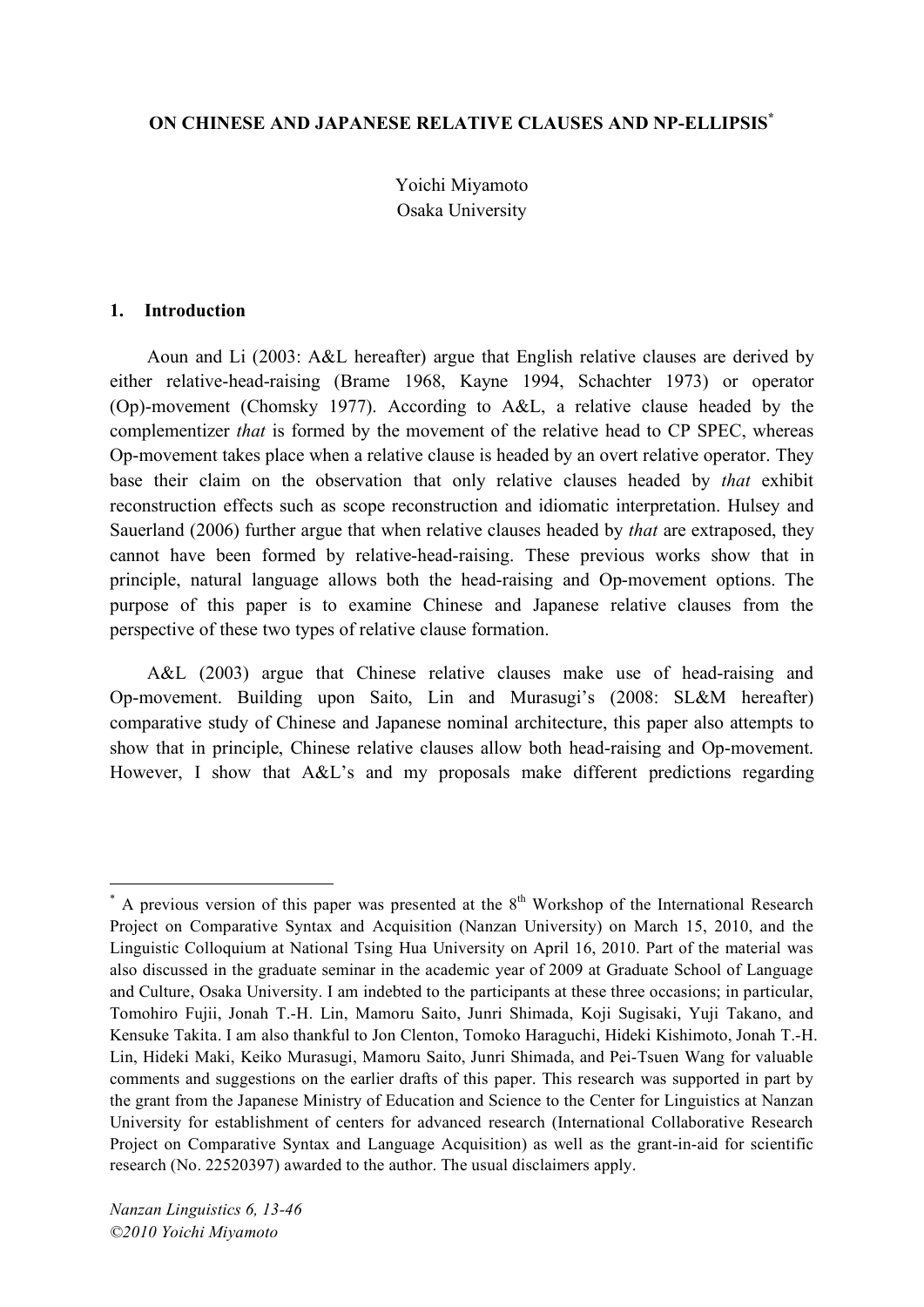# ON CHINESE AND JAPANESE RELATIVE CLAUSES AND NP-ELLIPSIS[*]

Yoichi Miyamoto
Osaka University

## 1. Introduction

Aoun and Li (2003: A&L hereafter) argue that English relative clauses are derived by either relative-head-raising (Brame 1968, Kayne 1994, Schachter 1973) or operator (Op)-movement (Chomsky 1977). According to A&L, a relative clause headed by the complementizer *that* is formed by the movement of the relative head to CP SPEC, whereas Op-movement takes place when a relative clause is headed by an overt relative operator. They base their claim on the observation that only relative clauses headed by *that* exhibit reconstruction effects such as scope reconstruction and idiomatic interpretation. Hulsey and Sauerland (2006) further argue that when relative clauses headed by *that* are extraposed, they cannot have been formed by relative-head-raising. These previous works show that in principle, natural language allows both the head-raising and Op-movement options. The purpose of this paper is to examine Chinese and Japanese relative clauses from the perspective of these two types of relative clause formation.

A&L (2003) argue that Chinese relative clauses make use of head-raising and Op-movement. Building upon Saito, Lin and Murasugi's (2008: SL&M hereafter) comparative study of Chinese and Japanese nominal architecture, this paper also attempts to show that in principle, Chinese relative clauses allow both head-raising and Op-movement. However, I show that A&L's and my proposals make different predictions regarding

---

[*] A previous version of this paper was presented at the 8th Workshop of the International Research Project on Comparative Syntax and Acquisition (Nanzan University) on March 15, 2010, and the Linguistic Colloquium at National Tsing Hua University on April 16, 2010. Part of the material was also discussed in the graduate seminar in the academic year of 2009 at Graduate School of Language and Culture, Osaka University. I am indebted to the participants at these three occasions; in particular, Tomohiro Fujii, Jonah T.-H. Lin, Mamoru Saito, Junri Shimada, Koji Sugisaki, Yuji Takano, and Kensuke Takita. I am also thankful to Jon Clenton, Tomoko Haraguchi, Hideki Kishimoto, Jonah T.-H. Lin, Hideki Maki, Keiko Murasugi, Mamoru Saito, Junri Shimada, and Pei-Tsuen Wang for valuable comments and suggestions on the earlier drafts of this paper. This research was supported in part by the grant from the Japanese Ministry of Education and Science to the Center for Linguistics at Nanzan University for establishment of centers for advanced research (International Collaborative Research Project on Comparative Syntax and Language Acquisition) as well as the grant-in-aid for scientific research (No. 22520397) awarded to the author. The usual disclaimers apply.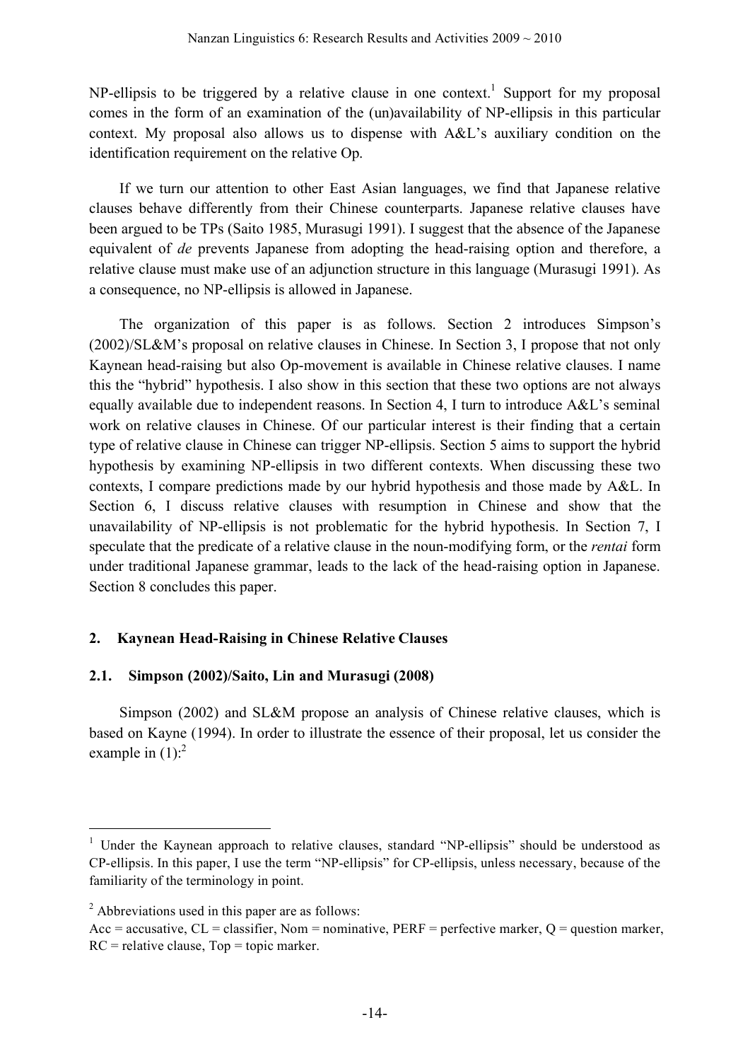NP-ellipsis to be triggered by a relative clause in one context.[1] Support for my proposal comes in the form of an examination of the (un)availability of NP-ellipsis in this particular context. My proposal also allows us to dispense with A&L's auxiliary condition on the identification requirement on the relative Op.

If we turn our attention to other East Asian languages, we find that Japanese relative clauses behave differently from their Chinese counterparts. Japanese relative clauses have been argued to be TPs (Saito 1985, Murasugi 1991). I suggest that the absence of the Japanese equivalent of *de* prevents Japanese from adopting the head-raising option and therefore, a relative clause must make use of an adjunction structure in this language (Murasugi 1991). As a consequence, no NP-ellipsis is allowed in Japanese.

The organization of this paper is as follows. Section 2 introduces Simpson's (2002)/SL&M's proposal on relative clauses in Chinese. In Section 3, I propose that not only Kaynean head-raising but also Op-movement is available in Chinese relative clauses. I name this the "hybrid" hypothesis. I also show in this section that these two options are not always equally available due to independent reasons. In Section 4, I turn to introduce A&L's seminal work on relative clauses in Chinese. Of our particular interest is their finding that a certain type of relative clause in Chinese can trigger NP-ellipsis. Section 5 aims to support the hybrid hypothesis by examining NP-ellipsis in two different contexts. When discussing these two contexts, I compare predictions made by our hybrid hypothesis and those made by A&L. In Section 6, I discuss relative clauses with resumption in Chinese and show that the unavailability of NP-ellipsis is not problematic for the hybrid hypothesis. In Section 7, I speculate that the predicate of a relative clause in the noun-modifying form, or the *rentai* form under traditional Japanese grammar, leads to the lack of the head-raising option in Japanese. Section 8 concludes this paper.

## 2. Kaynean Head-Raising in Chinese Relative Clauses

### 2.1. Simpson (2002)/Saito, Lin and Murasugi (2008)

Simpson (2002) and SL&M propose an analysis of Chinese relative clauses, which is based on Kayne (1994). In order to illustrate the essence of their proposal, let us consider the example in (1):[2]

---

[1] Under the Kaynean approach to relative clauses, standard "NP-ellipsis" should be understood as CP-ellipsis. In this paper, I use the term "NP-ellipsis" for CP-ellipsis, unless necessary, because of the familiarity of the terminology in point.

[2] Abbreviations used in this paper are as follows:
Acc = accusative, CL = classifier, Nom = nominative, PERF = perfective marker, Q = question marker, RC = relative clause, Top = topic marker.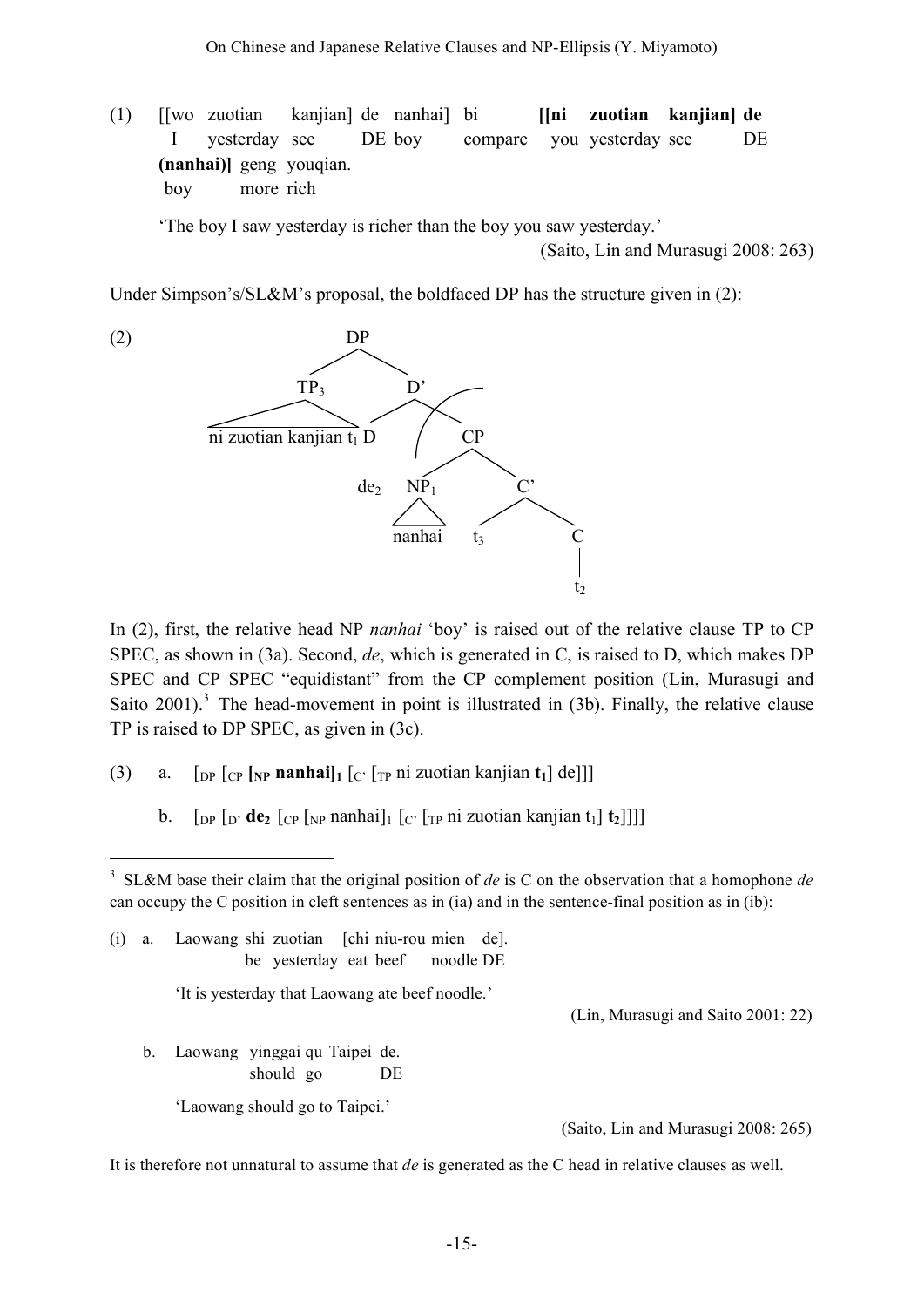(1) [[wo zuotian kanjian] de nanhai] bi **[[ni zuotian kanjian] de**
  I yesterday see DE boy compare you yesterday see DE
 **(nanhai)]** geng youqian.
 boy more rich

 'The boy I saw yesterday is richer than the boy you saw yesterday.'

(Saito, Lin and Murasugi 2008: 263)

Under Simpson's/SL&M's proposal, the boldfaced DP has the structure given in (2):

(2)

```
                    DP
                 /      \
              TP3        D'
             /          /   \
ni zuotian kanjian t1  D     CP
                       |    /   \
                      de2  NP1    C'
                           |     /  \
                        nanhai  t3   C
                                     |
                                     t2
```

In (2), first, the relative head NP *nanhai* 'boy' is raised out of the relative clause TP to CP SPEC, as shown in (3a). Second, *de*, which is generated in C, is raised to D, which makes DP SPEC and CP SPEC "equidistant" from the CP complement position (Lin, Murasugi and Saito 2001).[3] The head-movement in point is illustrated in (3b). Finally, the relative clause TP is raised to DP SPEC, as given in (3c).

(3) a. [$_{DP}$ [$_{CP}$ **[$_{NP}$ nanhai]$_1$** [$_{C'}$ [$_{TP}$ ni zuotian kanjian **t$_1$**] de]]]

 b. [$_{DP}$ [$_{D'}$ **de$_2$** [$_{CP}$ [$_{NP}$ nanhai]$_1$ [$_{C'}$ [$_{TP}$ ni zuotian kanjian t$_1$] **t$_2$**]]]]

---

[3] SL&M base their claim that the original position of *de* is C on the observation that a homophone *de* can occupy the C position in cleft sentences as in (ia) and in the sentence-final position as in (ib):

(i) a. Laowang shi zuotian [chi niu-rou mien de].
  be yesterday eat beef noodle DE

 'It is yesterday that Laowang ate beef noodle.'

(Lin, Murasugi and Saito 2001: 22)

 b. Laowang yinggai qu Taipei de.
  should go DE

 'Laowang should go to Taipei.'

(Saito, Lin and Murasugi 2008: 265)

It is therefore not unnatural to assume that *de* is generated as the C head in relative clauses as well.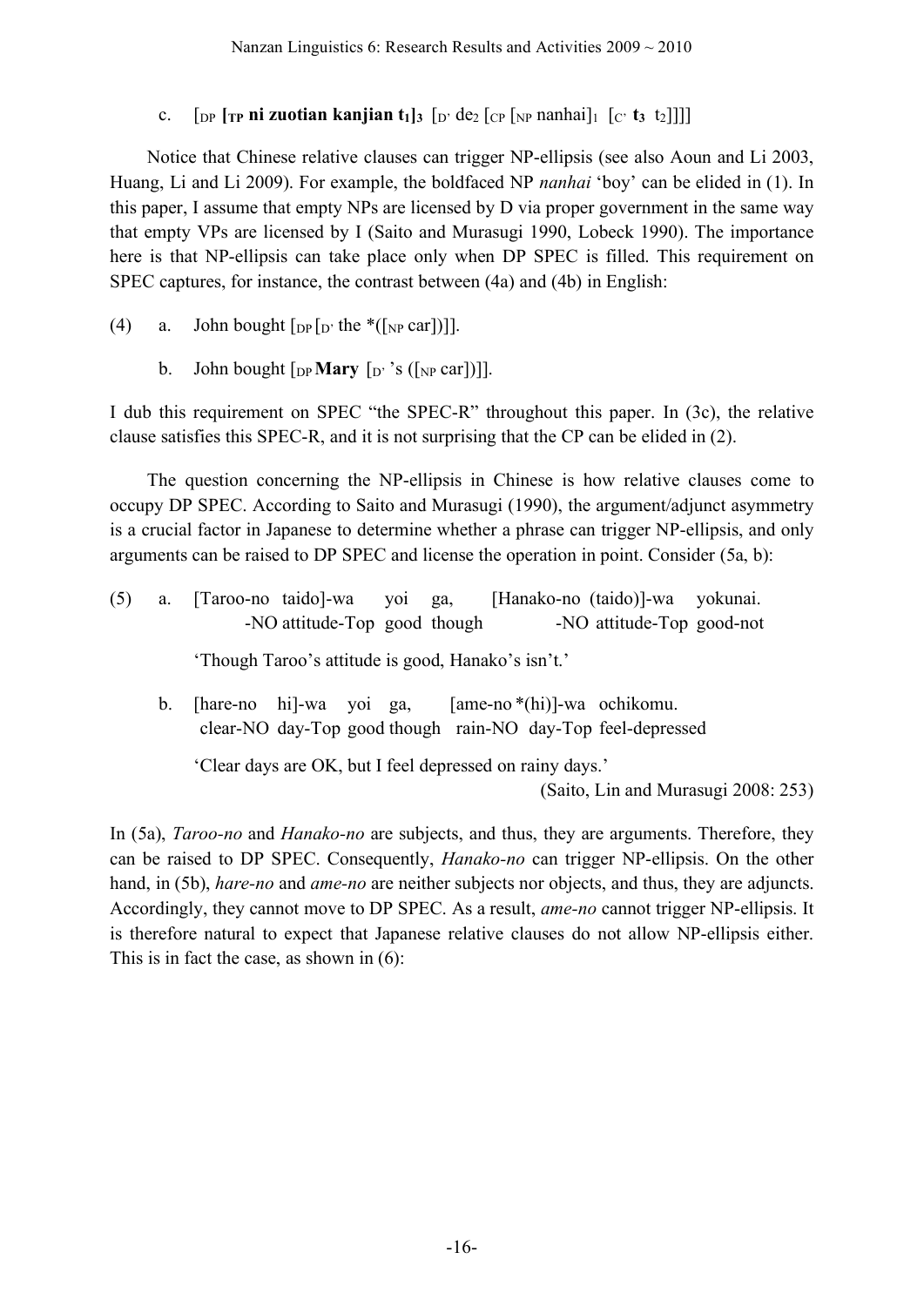c. [$_{DP}$ **[$_{TP}$ ni zuotian kanjian t$_1$]$_3$** [$_{D'}$ de$_2$ [$_{CP}$ [$_{NP}$ nanhai]$_1$ [$_{C'}$ **t$_3$** t$_2$]]]]]

Notice that Chinese relative clauses can trigger NP-ellipsis (see also Aoun and Li 2003, Huang, Li and Li 2009). For example, the boldfaced NP *nanhai* 'boy' can be elided in (1). In this paper, I assume that empty NPs are licensed by D via proper government in the same way that empty VPs are licensed by I (Saito and Murasugi 1990, Lobeck 1990). The importance here is that NP-ellipsis can take place only when DP SPEC is filled. This requirement on SPEC captures, for instance, the contrast between (4a) and (4b) in English:

(4) a. John bought [$_{DP}$ [$_{D'}$ the *([$_{NP}$ car])]].

b. John bought [$_{DP}$ **Mary** [$_{D'}$ 's ([$_{NP}$ car])]].

I dub this requirement on SPEC "the SPEC-R" throughout this paper. In (3c), the relative clause satisfies this SPEC-R, and it is not surprising that the CP can be elided in (2).

The question concerning the NP-ellipsis in Chinese is how relative clauses come to occupy DP SPEC. According to Saito and Murasugi (1990), the argument/adjunct asymmetry is a crucial factor in Japanese to determine whether a phrase can trigger NP-ellipsis, and only arguments can be raised to DP SPEC and license the operation in point. Consider (5a, b):

(5) a. [Taroo-no taido]-wa yoi ga, [Hanako-no (taido)]-wa yokunai.
-NO attitude-Top good though -NO attitude-Top good-not

'Though Taroo's attitude is good, Hanako's isn't.'

b. [hare-no hi]-wa yoi ga, [ame-no *(hi)]-wa ochikomu.
clear-NO day-Top good though rain-NO day-Top feel-depressed

'Clear days are OK, but I feel depressed on rainy days.'

(Saito, Lin and Murasugi 2008: 253)

In (5a), *Taroo-no* and *Hanako-no* are subjects, and thus, they are arguments. Therefore, they can be raised to DP SPEC. Consequently, *Hanako-no* can trigger NP-ellipsis. On the other hand, in (5b), *hare-no* and *ame-no* are neither subjects nor objects, and thus, they are adjuncts. Accordingly, they cannot move to DP SPEC. As a result, *ame-no* cannot trigger NP-ellipsis. It is therefore natural to expect that Japanese relative clauses do not allow NP-ellipsis either. This is in fact the case, as shown in (6):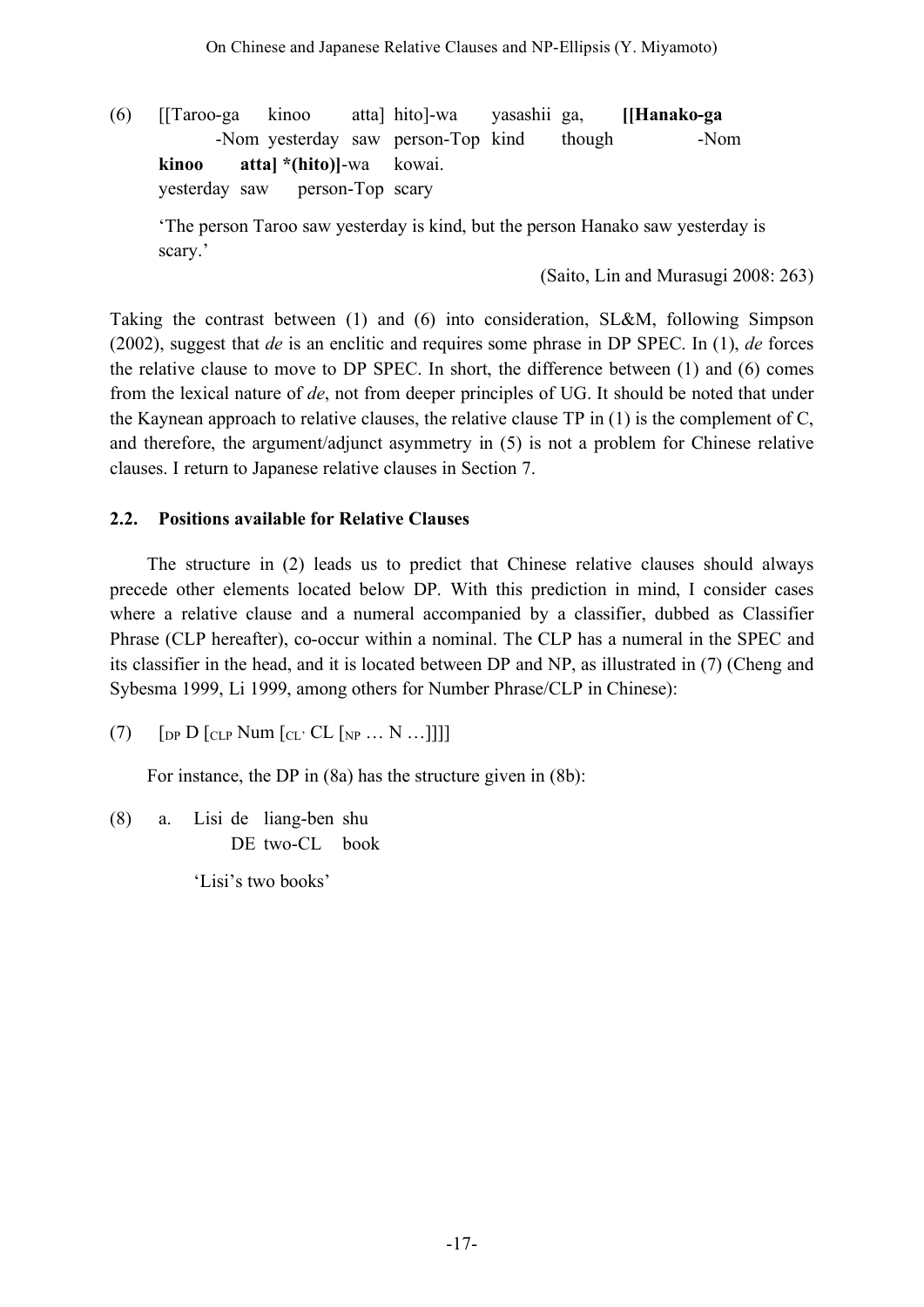(6) [[Taroo-ga kinoo atta] hito]-wa yasashii ga, **[[Hanako-ga**
      -Nom yesterday saw person-Top kind though -Nom
   **kinoo atta] *(hito)]**-wa kowai.
   yesterday saw person-Top scary

   'The person Taroo saw yesterday is kind, but the person Hanako saw yesterday is scary.'

(Saito, Lin and Murasugi 2008: 263)

Taking the contrast between (1) and (6) into consideration, SL&M, following Simpson (2002), suggest that *de* is an enclitic and requires some phrase in DP SPEC. In (1), *de* forces the relative clause to move to DP SPEC. In short, the difference between (1) and (6) comes from the lexical nature of *de*, not from deeper principles of UG. It should be noted that under the Kaynean approach to relative clauses, the relative clause TP in (1) is the complement of C, and therefore, the argument/adjunct asymmetry in (5) is not a problem for Chinese relative clauses. I return to Japanese relative clauses in Section 7.

### 2.2. Positions available for Relative Clauses

The structure in (2) leads us to predict that Chinese relative clauses should always precede other elements located below DP. With this prediction in mind, I consider cases where a relative clause and a numeral accompanied by a classifier, dubbed as Classifier Phrase (CLP hereafter), co-occur within a nominal. The CLP has a numeral in the SPEC and its classifier in the head, and it is located between DP and NP, as illustrated in (7) (Cheng and Sybesma 1999, Li 1999, among others for Number Phrase/CLP in Chinese):

(7) $[_{DP}$ D $[_{CLP}$ Num $[_{CL'}$ CL $[_{NP}$ … N …]]]]

For instance, the DP in (8a) has the structure given in (8b):

(8) a. Lisi de liang-ben shu
         DE two-CL book

   'Lisi's two books'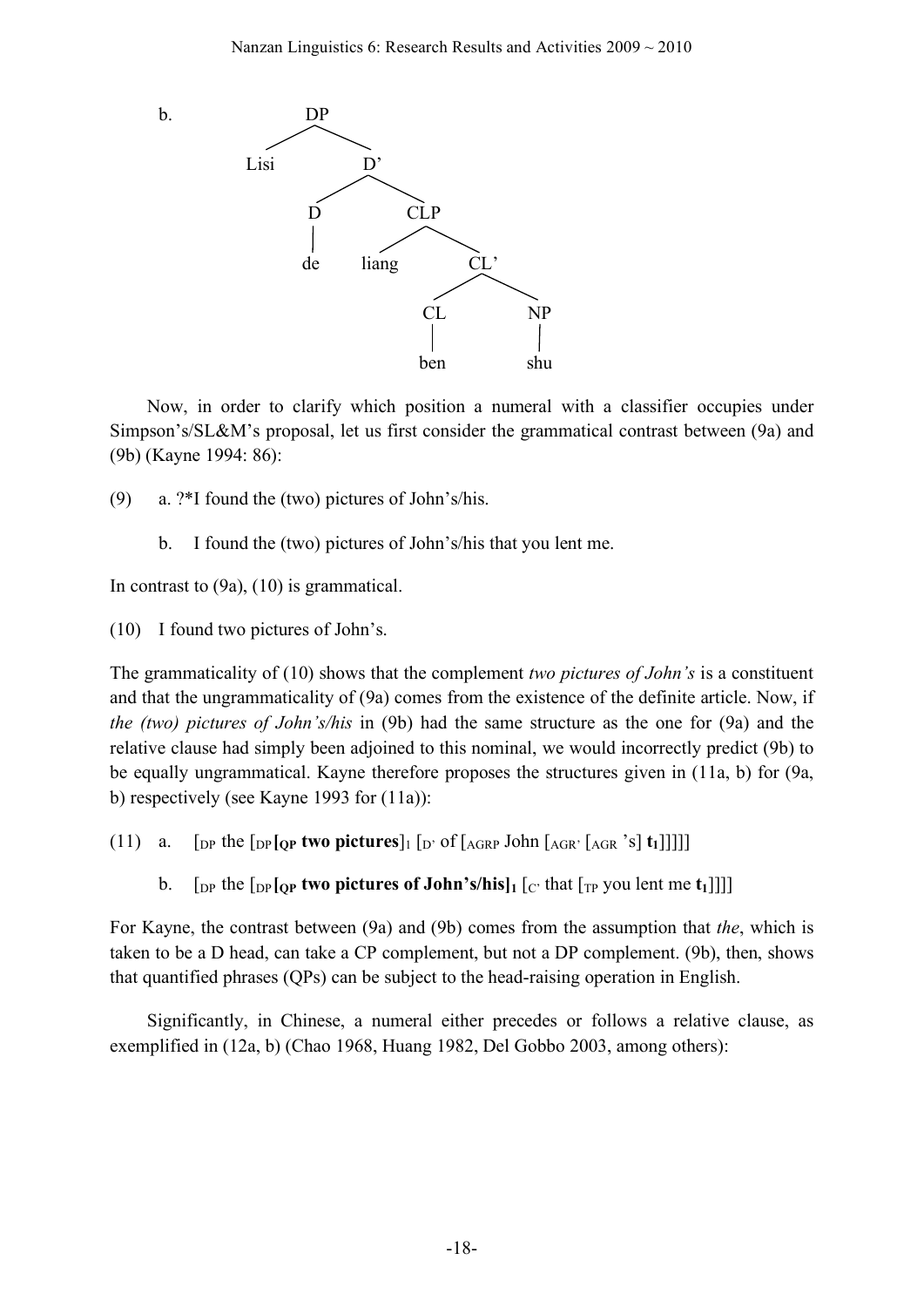b. [DP Lisi [D' [D de] [CLP liang [CL' [CL ben] [NP shu]]]]]

Now, in order to clarify which position a numeral with a classifier occupies under Simpson's/SL&M's proposal, let us first consider the grammatical contrast between (9a) and (9b) (Kayne 1994: 86):

(9) a. ?*I found the (two) pictures of John's/his.

b. I found the (two) pictures of John's/his that you lent me.

In contrast to (9a), (10) is grammatical.

(10) I found two pictures of John's.

The grammaticality of (10) shows that the complement *two pictures of John's* is a constituent and that the ungrammaticality of (9a) comes from the existence of the definite article. Now, if *the (two) pictures of John's/his* in (9b) had the same structure as the one for (9a) and the relative clause had simply been adjoined to this nominal, we would incorrectly predict (9b) to be equally ungrammatical. Kayne therefore proposes the structures given in (11a, b) for (9a, b) respectively (see Kayne 1993 for (11a)):

(11) a. [$_{DP}$ the [$_{DP}$ **[$_{QP}$ two pictures**]$_1$ [$_{D'}$ of [$_{AGRP}$ John [$_{AGR'}$ [$_{AGR}$ 's] **t$_1$**]]]]]

b. [$_{DP}$ the [$_{DP}$ **[$_{QP}$ two pictures of John's/his]$_1$** [$_{C'}$ that [$_{TP}$ you lent me **t$_1$**]]]]

For Kayne, the contrast between (9a) and (9b) comes from the assumption that *the*, which is taken to be a D head, can take a CP complement, but not a DP complement. (9b), then, shows that quantified phrases (QPs) can be subject to the head-raising operation in English.

Significantly, in Chinese, a numeral either precedes or follows a relative clause, as exemplified in (12a, b) (Chao 1968, Huang 1982, Del Gobbo 2003, among others):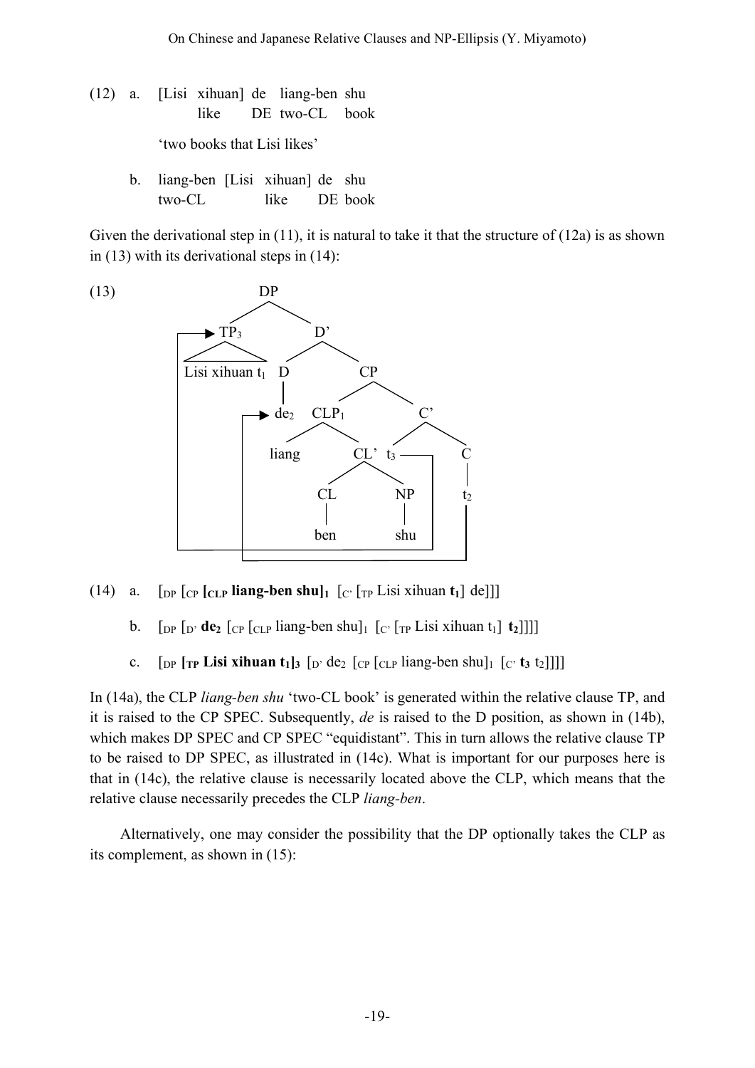(12) a. [Lisi xihuan] de liang-ben shu
       like DE two-CL book

   'two books that Lisi likes'

  b. liang-ben [Lisi xihuan] de shu
     two-CL like DE book

Given the derivational step in (11), it is natural to take it that the structure of (12a) is as shown in (13) with its derivational steps in (14):

(13)

```
                    DP
                  /    \
          → TP3          D'
           /\          /    \
   Lisi xihuan t1    D        CP
                     |      /     \
                  → de2   CLP1      C'
                         /   \     /  \
                     liang   CL'  t3   C
                            /  \       |
                           CL   NP     t2
                           |    |
                          ben  shu
```

(14) a. [DP [CP **[CLP liang-ben shu]₁** [C' [TP Lisi xihuan **t₁**] de]]]

  b. [DP [D' **de₂** [CP [CLP liang-ben shu]₁ [C' [TP Lisi xihuan t₁] **t₂**]]]]

  c. [DP **[TP Lisi xihuan t₁]₃** [D' de₂ [CP [CLP liang-ben shu]₁ [C' **t₃** t₂]]]]

In (14a), the CLP *liang-ben shu* 'two-CL book' is generated within the relative clause TP, and it is raised to the CP SPEC. Subsequently, *de* is raised to the D position, as shown in (14b), which makes DP SPEC and CP SPEC "equidistant". This in turn allows the relative clause TP to be raised to DP SPEC, as illustrated in (14c). What is important for our purposes here is that in (14c), the relative clause is necessarily located above the CLP, which means that the relative clause necessarily precedes the CLP *liang-ben*.

Alternatively, one may consider the possibility that the DP optionally takes the CLP as its complement, as shown in (15):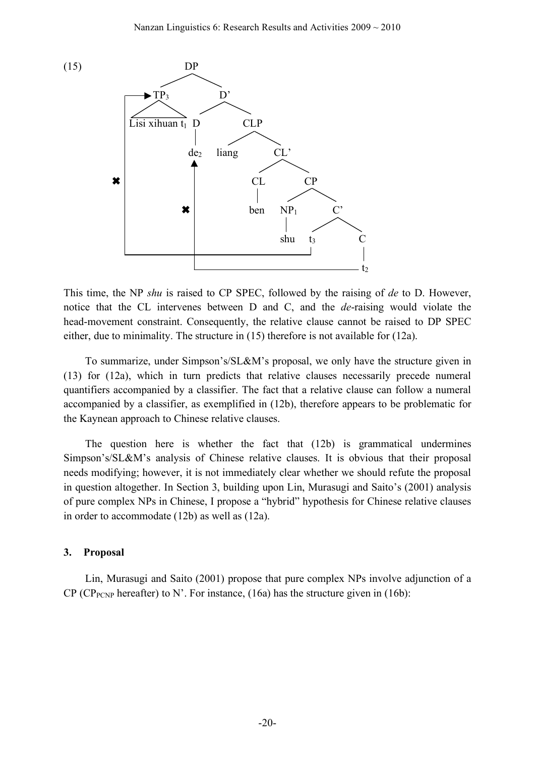(15)

```
                    DP
                 /      \
        ┌──► TP3          D'
        │    /  \        /   \
        │ Lisi xihuan t1  D      CLP
        │                 |     /    \
        │                de2  liang   CL'
        │                 ▲          /    \
        ✖                 │        CL      CP
        │                 │        |      /   \
        │                 ✖       ben   NP1     C'
        │                 │              |     /   \
        │                 │             shu   t3     C
        │                 │                   |      |
        └─────────────────┼───────────────────┘      |
                          └────────────────────────── t2
```

This time, the NP *shu* is raised to CP SPEC, followed by the raising of *de* to D. However, notice that the CL intervenes between D and C, and the *de*-raising would violate the head-movement constraint. Consequently, the relative clause cannot be raised to DP SPEC either, due to minimality. The structure in (15) therefore is not available for (12a).

To summarize, under Simpson's/SL&M's proposal, we only have the structure given in (13) for (12a), which in turn predicts that relative clauses necessarily precede numeral quantifiers accompanied by a classifier. The fact that a relative clause can follow a numeral accompanied by a classifier, as exemplified in (12b), therefore appears to be problematic for the Kaynean approach to Chinese relative clauses.

The question here is whether the fact that (12b) is grammatical undermines Simpson's/SL&M's analysis of Chinese relative clauses. It is obvious that their proposal needs modifying; however, it is not immediately clear whether we should refute the proposal in question altogether. In Section 3, building upon Lin, Murasugi and Saito's (2001) analysis of pure complex NPs in Chinese, I propose a "hybrid" hypothesis for Chinese relative clauses in order to accommodate (12b) as well as (12a).

## 3. Proposal

Lin, Murasugi and Saito (2001) propose that pure complex NPs involve adjunction of a CP ($CP_{PCNP}$ hereafter) to N'. For instance, (16a) has the structure given in (16b):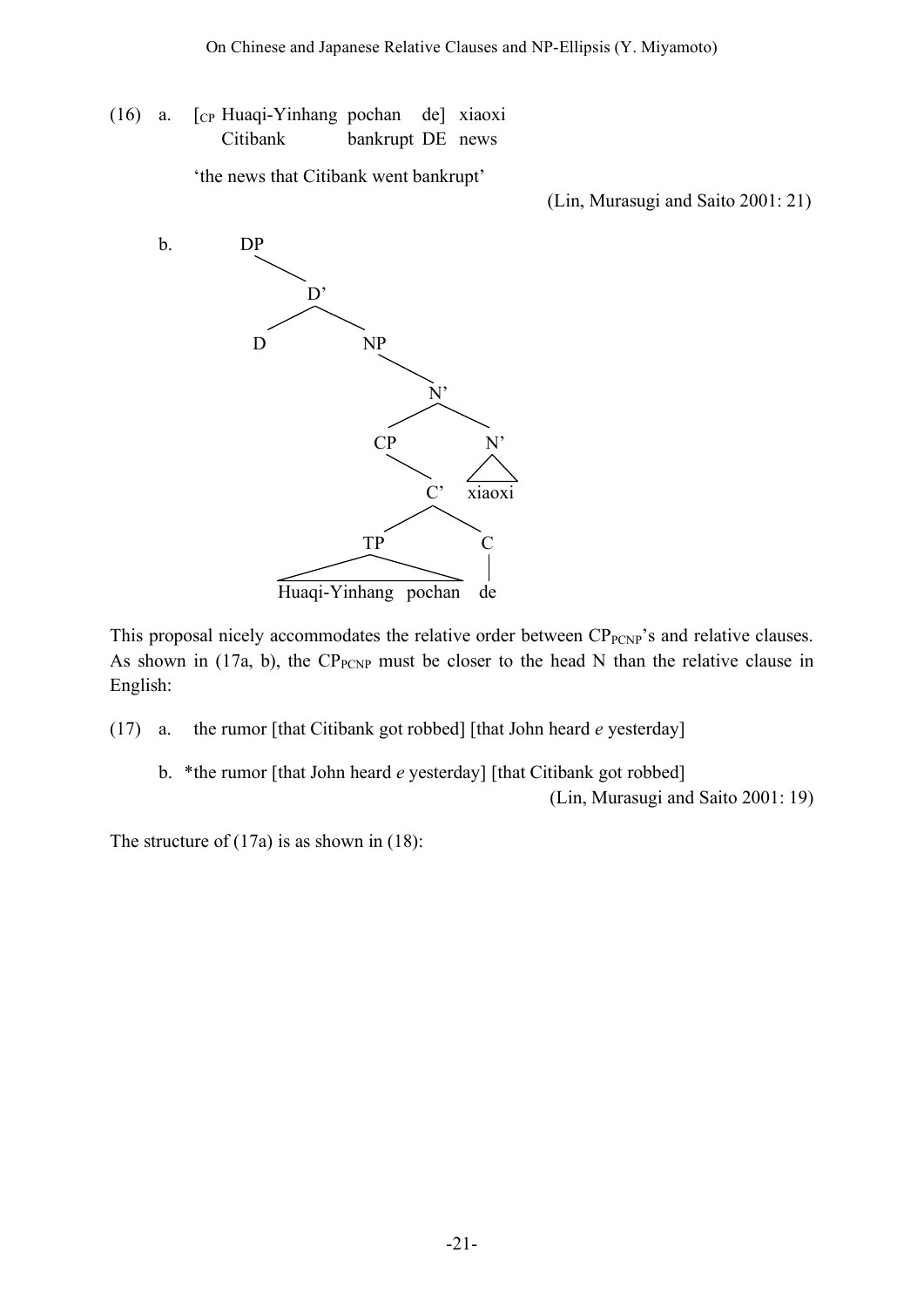(16) a. [$_{CP}$ Huaqi-Yinhang pochan de] xiaoxi
 Citibank bankrupt DE news

 'the news that Citibank went bankrupt'

 (Lin, Murasugi and Saito 2001: 21)

b.

```
        DP
          \
           D'
          /  \
         D    NP
                \
                 N'
                /  \
              CP    N'
                \   /\
                 C' xiaoxi
                /  \
              TP    C
             /\     |
Huaqi-Yinhang pochan de
```

This proposal nicely accommodates the relative order between CP$_{PCNP}$'s and relative clauses. As shown in (17a, b), the CP$_{PCNP}$ must be closer to the head N than the relative clause in English:

(17) a. the rumor [that Citibank got robbed] [that John heard *e* yesterday]

 b. *the rumor [that John heard *e* yesterday] [that Citibank got robbed]

 (Lin, Murasugi and Saito 2001: 19)

The structure of (17a) is as shown in (18):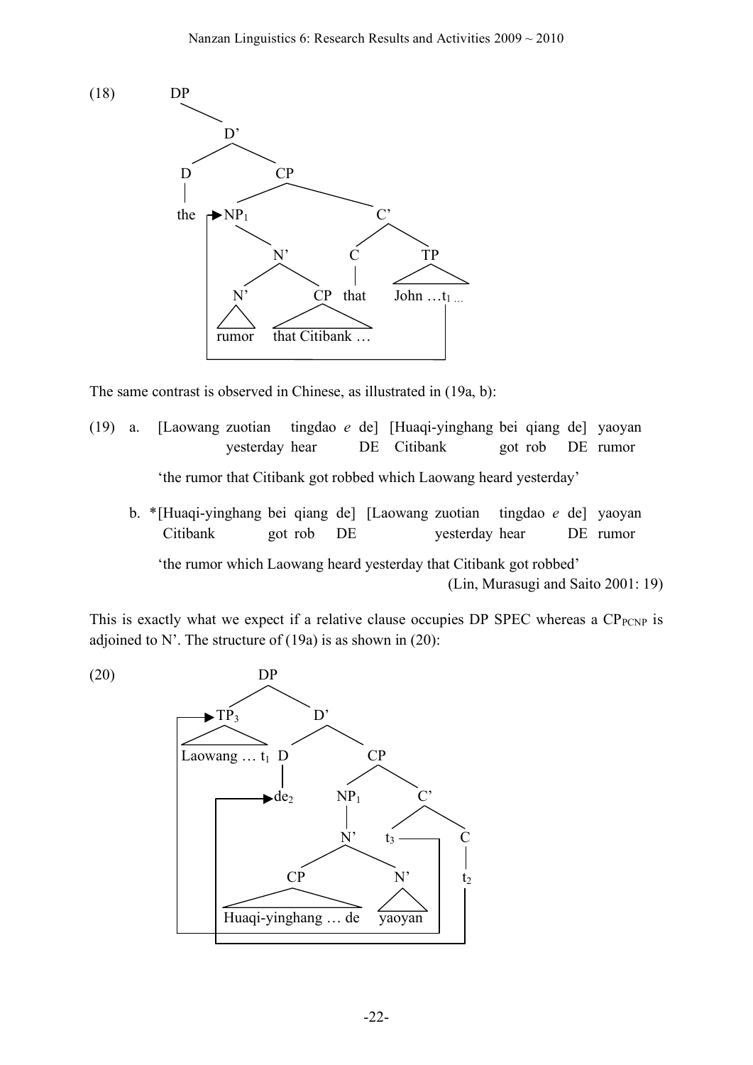(18)

```
DP
 └ D'
   ├ D
   │  the
   └ CP
     ├ NP1  ◄──────────────┐
     │  └ N'               │
     │    ├ N'             │
     │    │  rumor         │
     │    └ CP             │
     │       that Citibank …│
     └ C'                  │
       ├ C                 │
       │  that             │
       └ TP                │
          John …t1 … ──────┘
```

The same contrast is observed in Chinese, as illustrated in (19a, b):

(19) a. [Laowang zuotian tingdao *e* de] [Huaqi-yinghang bei qiang de] yaoyan
yesterday hear DE Citibank got rob DE rumor

'the rumor that Citibank got robbed which Laowang heard yesterday'

b. *[Huaqi-yinghang bei qiang de] [Laowang zuotian tingdao *e* de] yaoyan
Citibank got rob DE yesterday hear DE rumor

'the rumor which Laowang heard yesterday that Citibank got robbed'

(Lin, Murasugi and Saito 2001: 19)

This is exactly what we expect if a relative clause occupies DP SPEC whereas a $\text{CP}_{\text{PCNP}}$ is adjoined to N'. The structure of (19a) is as shown in (20):

(20)

```
DP
 ├ TP3  ◄──────────────────────────┐
 │  Laowang … t1                   │
 └ D'                              │
   ├ D                             │
   │  de2  ◄─────────────────┐     │
   └ CP                      │     │
     ├ NP1                   │     │
     │  └ N'                 │     │
     │    ├ CP               │     │
     │    │  Huaqi-yinghang … de   │
     │    └ N'               │     │
     │       yaoyan          │     │
     └ C'                    │     │
       ├ t3 ─────────────────┼─────┘
       └ C                   │
          t2 ────────────────┘
```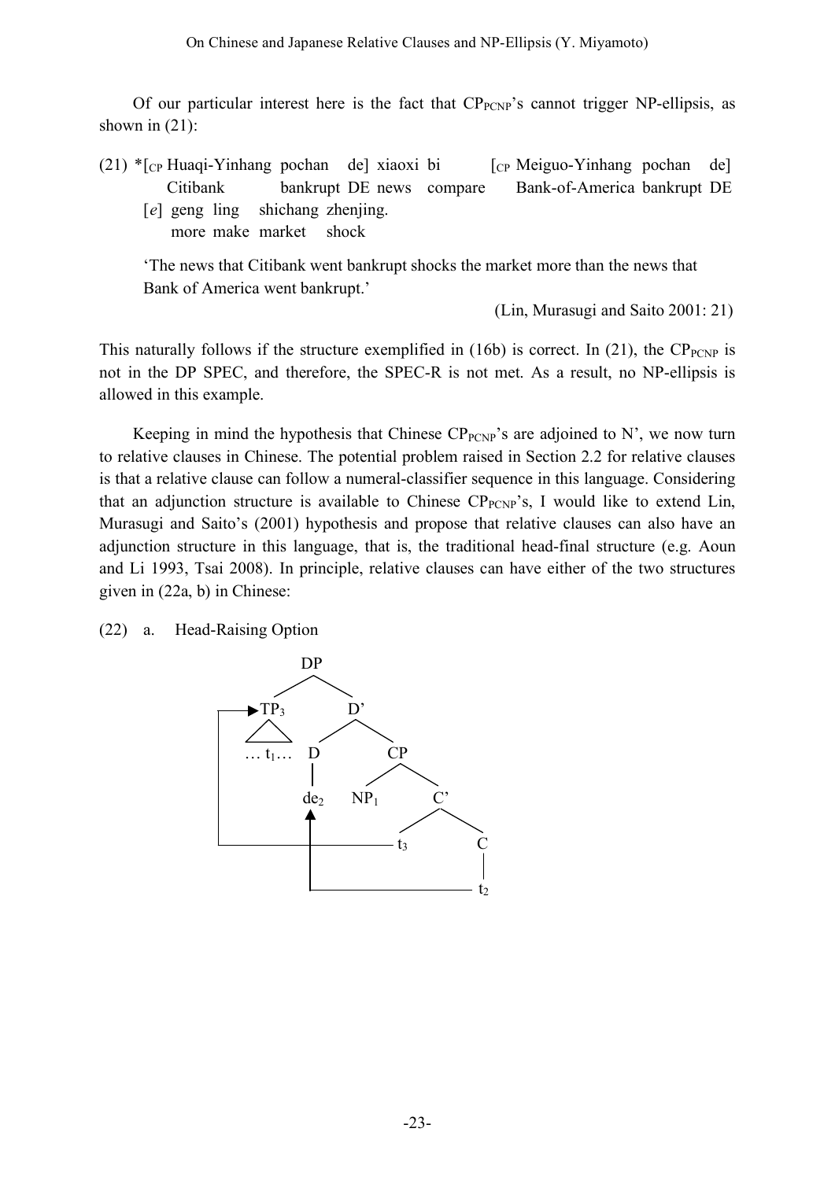Of our particular interest here is the fact that $CP_{PCNP}$'s cannot trigger NP-ellipsis, as shown in (21):

(21) *[$_{CP}$ Huaqi-Yinhang pochan de] xiaoxi bi [$_{CP}$ Meiguo-Yinhang pochan de]
      Citibank bankrupt DE news compare Bank-of-America bankrupt DE
      [*e*] geng ling shichang zhenjing.
      more make market shock

   'The news that Citibank went bankrupt shocks the market more than the news that Bank of America went bankrupt.'

(Lin, Murasugi and Saito 2001: 21)

This naturally follows if the structure exemplified in (16b) is correct. In (21), the $CP_{PCNP}$ is not in the DP SPEC, and therefore, the SPEC-R is not met. As a result, no NP-ellipsis is allowed in this example.

Keeping in mind the hypothesis that Chinese $CP_{PCNP}$'s are adjoined to N', we now turn to relative clauses in Chinese. The potential problem raised in Section 2.2 for relative clauses is that a relative clause can follow a numeral-classifier sequence in this language. Considering that an adjunction structure is available to Chinese $CP_{PCNP}$'s, I would like to extend Lin, Murasugi and Saito's (2001) hypothesis and propose that relative clauses can also have an adjunction structure in this language, that is, the traditional head-final structure (e.g. Aoun and Li 1993, Tsai 2008). In principle, relative clauses can have either of the two structures given in (22a, b) in Chinese:

(22) a. Head-Raising Option

```
DP
├── TP3  (… t1 …)   ◄── moved from t3
└── D'
    ├── D
    │   └── de2   ◄── moved from t2
    └── CP
        ├── NP1
        └── C'
            ├── t3
            └── C
                └── t2
```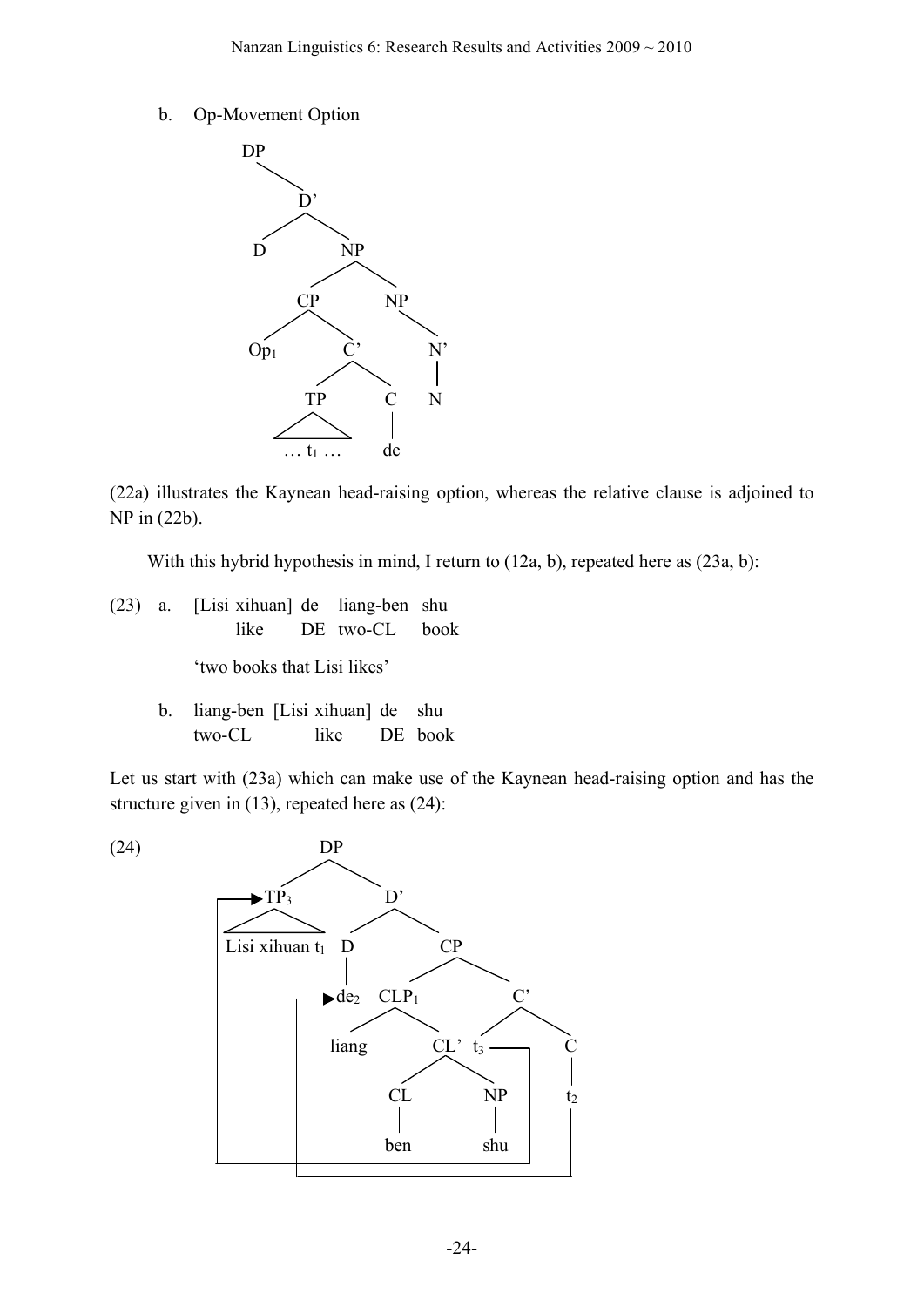b. Op-Movement Option

```
DP
 └─ D'
     ├─ D
     └─ NP
         ├─ CP
         │   ├─ Op₁
         │   └─ C'
         │       ├─ TP
         │       │   └─ … t₁ …
         │       └─ C
         │           └─ de
         └─ NP
             └─ N'
                 └─ N
```

(22a) illustrates the Kaynean head-raising option, whereas the relative clause is adjoined to NP in (22b).

With this hybrid hypothesis in mind, I return to (12a, b), repeated here as (23a, b):

(23) a. [Lisi xihuan] de liang-ben shu
 like DE two-CL book
 'two books that Lisi likes'

b. liang-ben [Lisi xihuan] de shu
 two-CL like DE book

Let us start with (23a) which can make use of the Kaynean head-raising option and has the structure given in (13), repeated here as (24):

(24)

```
DP
 ├─ TP₃
 │   └─ Lisi xihuan t₁
 └─ D'
     ├─ D
     │   └─ de₂
     └─ CP
         ├─ CLP₁
         │   ├─ liang
         │   └─ CL'
         │       ├─ CL
         │       │   └─ ben
         │       └─ NP
         │           └─ shu
         └─ C'
             ├─ t₃
             └─ C
                 └─ t₂

(arrows: t₃ → TP₃; t₂ → de₂)
```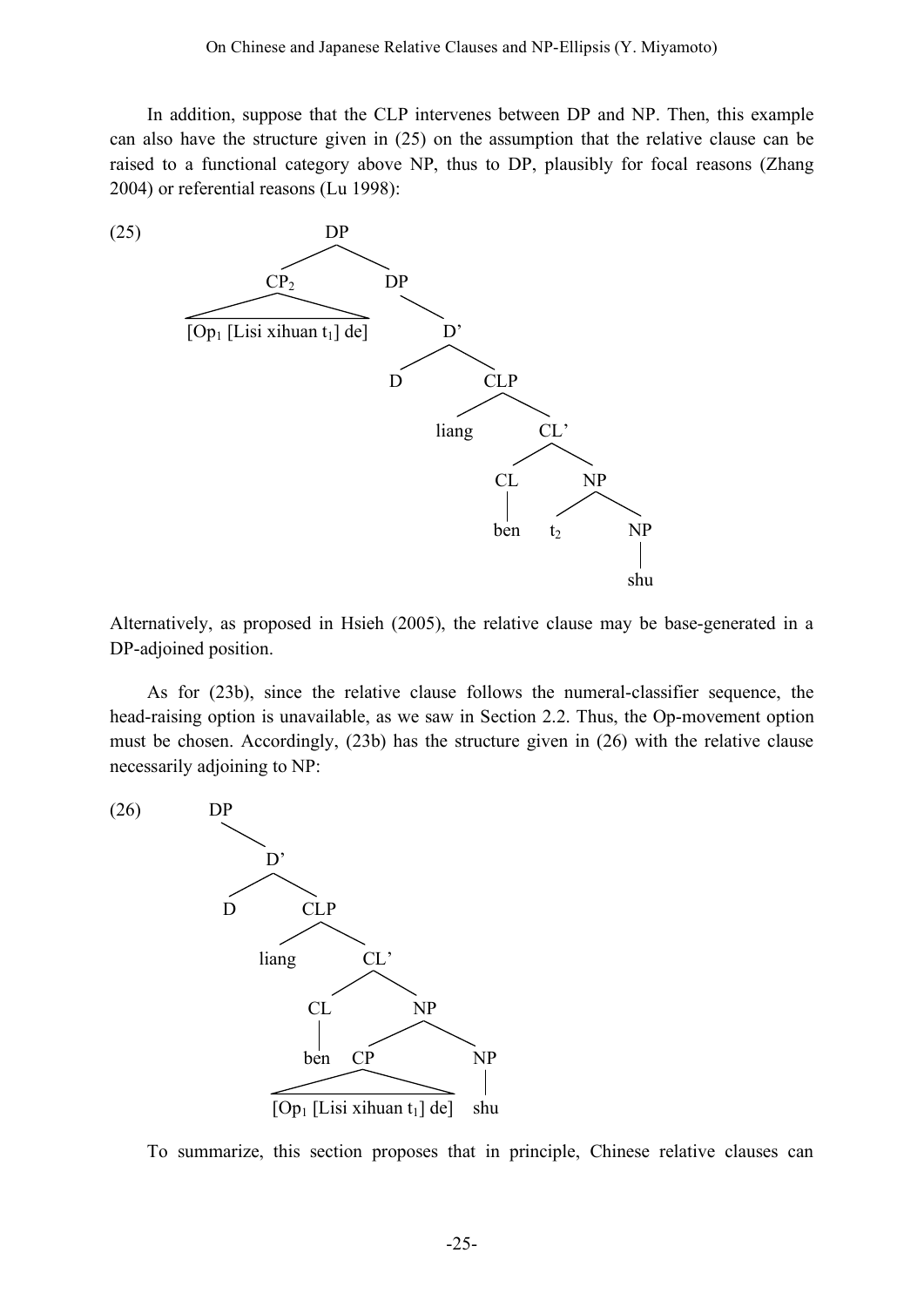In addition, suppose that the CLP intervenes between DP and NP. Then, this example can also have the structure given in (25) on the assumption that the relative clause can be raised to a functional category above NP, thus to DP, plausibly for focal reasons (Zhang 2004) or referential reasons (Lu 1998):

```
(25)                    DP
                   /          \
               CP₂              DP
     [Op₁ [Lisi xihuan t₁] de]     \
                                    D'
                                  /    \
                                 D      CLP
                                      /     \
                                  liang      CL'
                                           /     \
                                         CL       NP
                                         |      /    \
                                        ben   t₂      NP
                                                      |
                                                     shu
```

Alternatively, as proposed in Hsieh (2005), the relative clause may be base-generated in a DP-adjoined position.

As for (23b), since the relative clause follows the numeral-classifier sequence, the head-raising option is unavailable, as we saw in Section 2.2. Thus, the Op-movement option must be chosen. Accordingly, (23b) has the structure given in (26) with the relative clause necessarily adjoining to NP:

```
(26)      DP
            \
             D'
           /    \
          D      CLP
               /     \
           liang      CL'
                    /     \
                  CL       NP
                  |      /     \
                 ben   CP        NP
         [Op₁ [Lisi xihuan t₁] de]   shu
```

To summarize, this section proposes that in principle, Chinese relative clauses can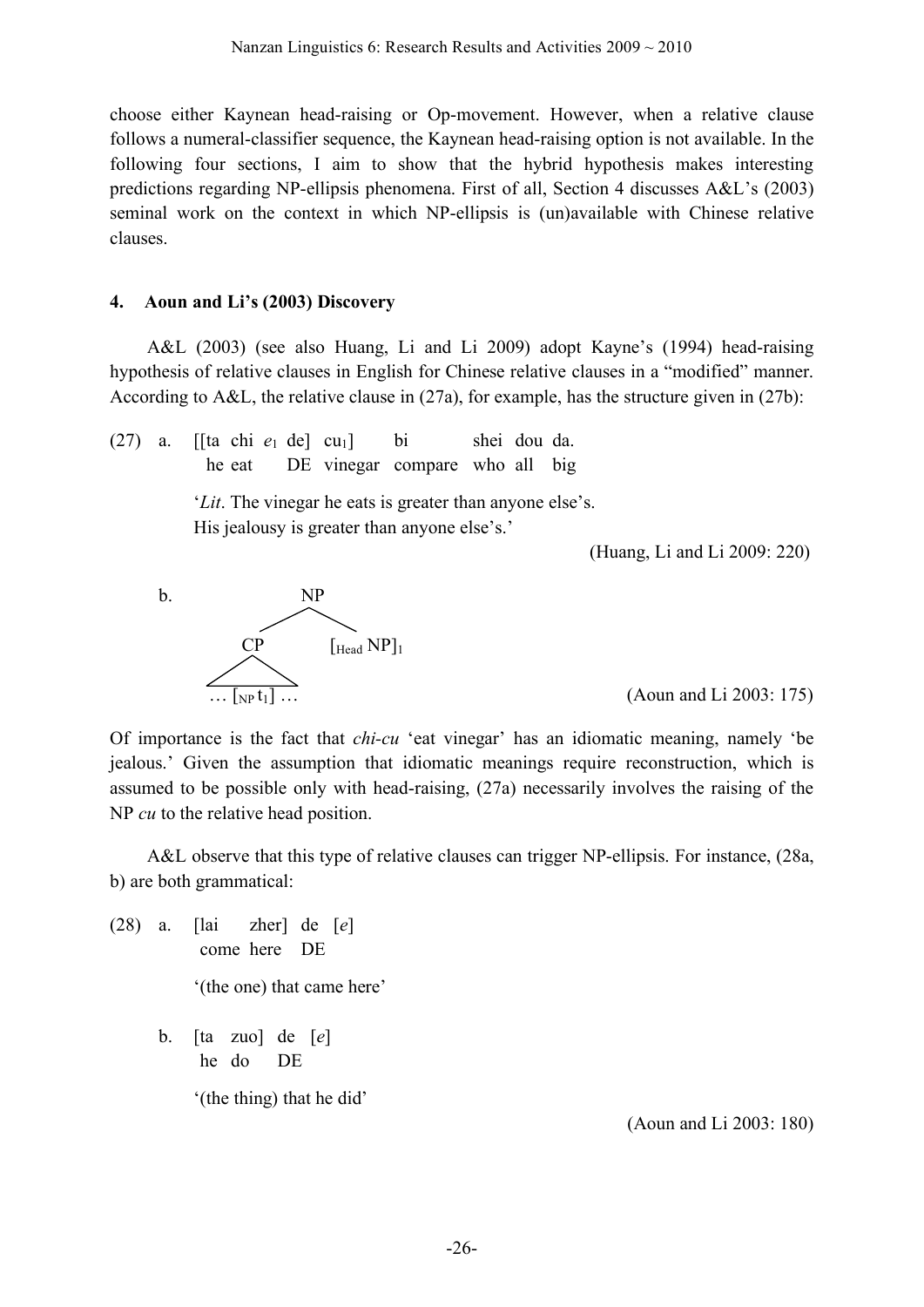choose either Kaynean head-raising or Op-movement. However, when a relative clause follows a numeral-classifier sequence, the Kaynean head-raising option is not available. In the following four sections, I aim to show that the hybrid hypothesis makes interesting predictions regarding NP-ellipsis phenomena. First of all, Section 4 discusses A&L's (2003) seminal work on the context in which NP-ellipsis is (un)available with Chinese relative clauses.

## 4. Aoun and Li's (2003) Discovery

A&L (2003) (see also Huang, Li and Li 2009) adopt Kayne's (1994) head-raising hypothesis of relative clauses in English for Chinese relative clauses in a "modified" manner. According to A&L, the relative clause in (27a), for example, has the structure given in (27b):

(27) a. [[ta chi $e_1$ de] $cu_1$] bi shei dou da.
he eat DE vinegar compare who all big

'*Lit*. The vinegar he eats is greater than anyone else's.
His jealousy is greater than anyone else's.'

(Huang, Li and Li 2009: 220)

b. [NP [CP … [NP $t_1$] … ] [Head NP]$_1$]

(Aoun and Li 2003: 175)

Of importance is the fact that *chi-cu* 'eat vinegar' has an idiomatic meaning, namely 'be jealous.' Given the assumption that idiomatic meanings require reconstruction, which is assumed to be possible only with head-raising, (27a) necessarily involves the raising of the NP *cu* to the relative head position.

A&L observe that this type of relative clauses can trigger NP-ellipsis. For instance, (28a, b) are both grammatical:

(28) a. [lai zher] de [*e*]
come here DE

'(the one) that came here'

b. [ta zuo] de [*e*]
he do DE

'(the thing) that he did'

(Aoun and Li 2003: 180)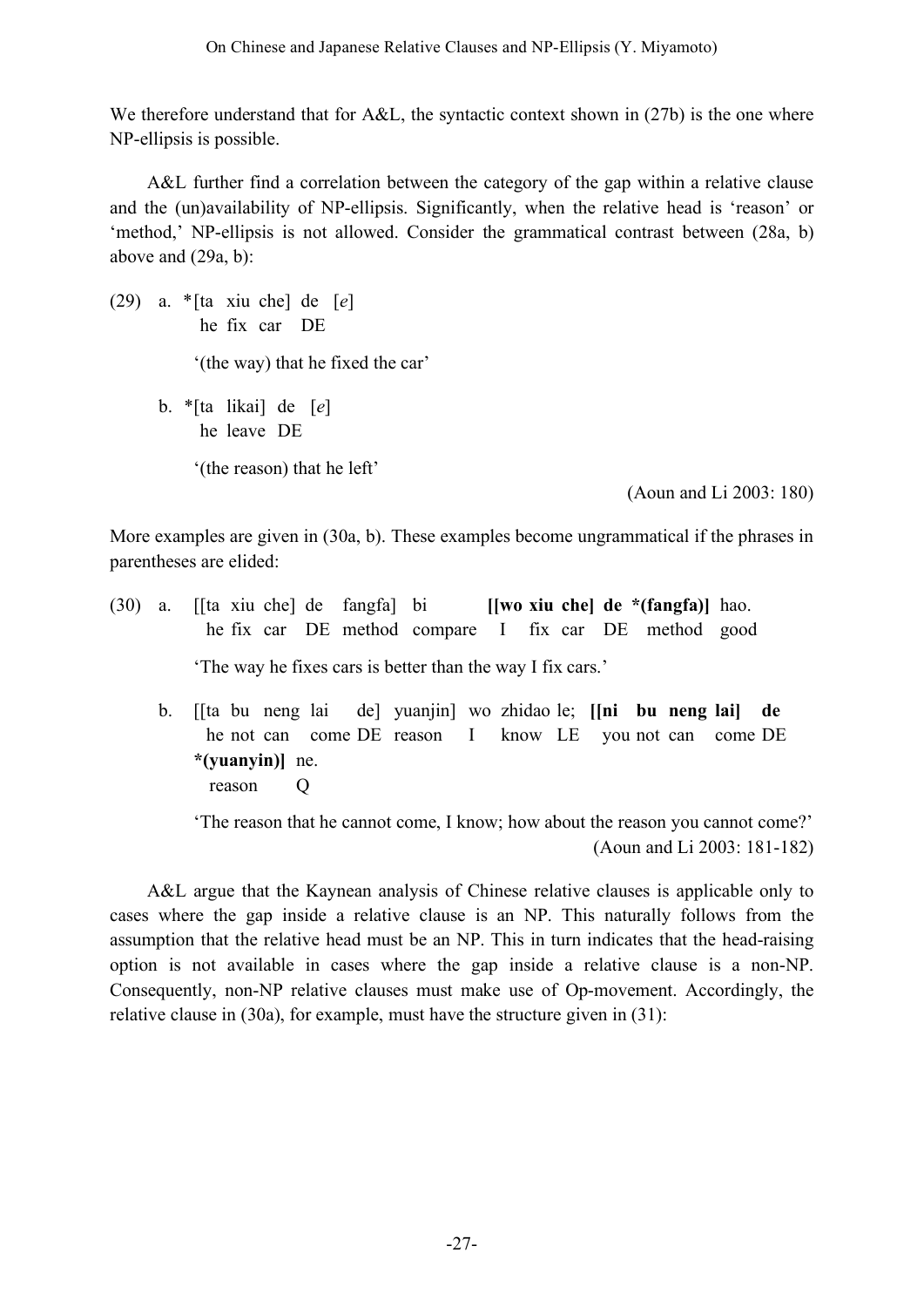We therefore understand that for A&L, the syntactic context shown in (27b) is the one where NP-ellipsis is possible.

A&L further find a correlation between the category of the gap within a relative clause and the (un)availability of NP-ellipsis. Significantly, when the relative head is 'reason' or 'method,' NP-ellipsis is not allowed. Consider the grammatical contrast between (28a, b) above and (29a, b):

(29) a. *[ta xiu che] de [*e*]
he fix car DE

'(the way) that he fixed the car'

b. *[ta likai] de [*e*]
he leave DE

'(the reason) that he left'

(Aoun and Li 2003: 180)

More examples are given in (30a, b). These examples become ungrammatical if the phrases in parentheses are elided:

(30) a. [[ta xiu che] de fangfa] bi **[[wo xiu che] de \*(fangfa)]** hao.
he fix car DE method compare I fix car DE method good

'The way he fixes cars is better than the way I fix cars.'

b. [[ta bu neng lai de] yuanjin] wo zhidao le; **[[ni bu neng lai] de \*(yuanyin)]** ne.
he not can come DE reason I know LE you not can come DE reason Q

'The reason that he cannot come, I know; how about the reason you cannot come?'

(Aoun and Li 2003: 181-182)

A&L argue that the Kaynean analysis of Chinese relative clauses is applicable only to cases where the gap inside a relative clause is an NP. This naturally follows from the assumption that the relative head must be an NP. This in turn indicates that the head-raising option is not available in cases where the gap inside a relative clause is a non-NP. Consequently, non-NP relative clauses must make use of Op-movement. Accordingly, the relative clause in (30a), for example, must have the structure given in (31):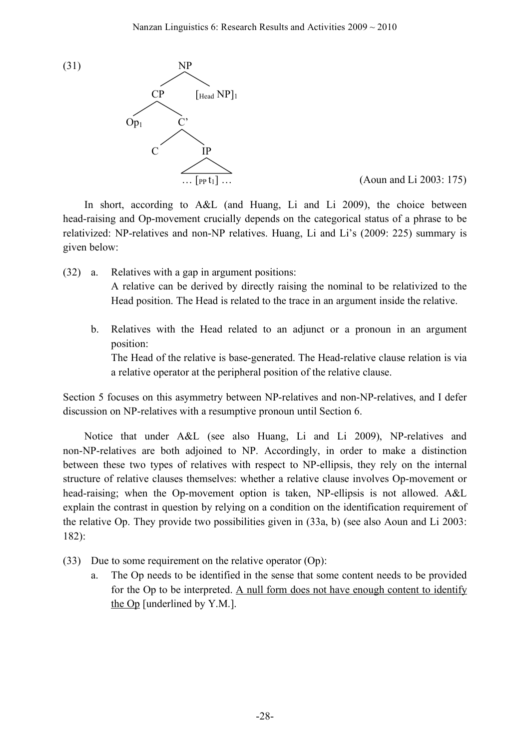(31)

```
                NP
              /    \
            CP      [Head NP]1
           /  \
        Op1    C'
              /  \
             C    IP
                  /\
            … [PP t1] …
```

(Aoun and Li 2003: 175)

In short, according to A&L (and Huang, Li and Li 2009), the choice between head-raising and Op-movement crucially depends on the categorical status of a phrase to be relativized: NP-relatives and non-NP relatives. Huang, Li and Li's (2009: 225) summary is given below:

(32) a. Relatives with a gap in argument positions:
A relative can be derived by directly raising the nominal to be relativized to the Head position. The Head is related to the trace in an argument inside the relative.

b. Relatives with the Head related to an adjunct or a pronoun in an argument position:
The Head of the relative is base-generated. The Head-relative clause relation is via a relative operator at the peripheral position of the relative clause.

Section 5 focuses on this asymmetry between NP-relatives and non-NP-relatives, and I defer discussion on NP-relatives with a resumptive pronoun until Section 6.

Notice that under A&L (see also Huang, Li and Li 2009), NP-relatives and non-NP-relatives are both adjoined to NP. Accordingly, in order to make a distinction between these two types of relatives with respect to NP-ellipsis, they rely on the internal structure of relative clauses themselves: whether a relative clause involves Op-movement or head-raising; when the Op-movement option is taken, NP-ellipsis is not allowed. A&L explain the contrast in question by relying on a condition on the identification requirement of the relative Op. They provide two possibilities given in (33a, b) (see also Aoun and Li 2003: 182):

(33) Due to some requirement on the relative operator (Op):
a. The Op needs to be identified in the sense that some content needs to be provided for the Op to be interpreted. <u>A null form does not have enough content to identify the Op</u> [underlined by Y.M.].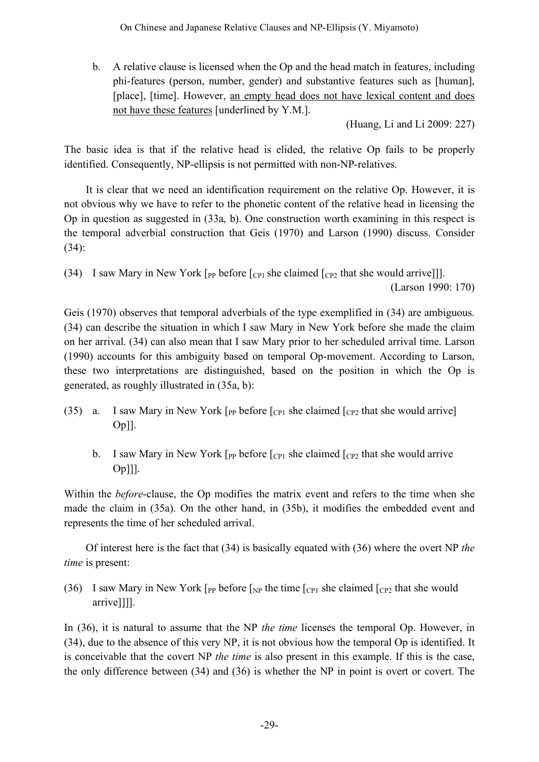b. A relative clause is licensed when the Op and the head match in features, including phi-features (person, number, gender) and substantive features such as [human], [place], [time]. However, <u>an empty head does not have lexical content and does not have these features</u> [underlined by Y.M.].

(Huang, Li and Li 2009: 227)

The basic idea is that if the relative head is elided, the relative Op fails to be properly identified. Consequently, NP-ellipsis is not permitted with non-NP-relatives.

It is clear that we need an identification requirement on the relative Op. However, it is not obvious why we have to refer to the phonetic content of the relative head in licensing the Op in question as suggested in (33a, b). One construction worth examining in this respect is the temporal adverbial construction that Geis (1970) and Larson (1990) discuss. Consider (34):

(34) I saw Mary in New York [$_{PP}$ before [$_{CP1}$ she claimed [$_{CP2}$ that she would arrive]]].

(Larson 1990: 170)

Geis (1970) observes that temporal adverbials of the type exemplified in (34) are ambiguous. (34) can describe the situation in which I saw Mary in New York before she made the claim on her arrival. (34) can also mean that I saw Mary prior to her scheduled arrival time. Larson (1990) accounts for this ambiguity based on temporal Op-movement. According to Larson, these two interpretations are distinguished, based on the position in which the Op is generated, as roughly illustrated in (35a, b):

(35) a. I saw Mary in New York [$_{PP}$ before [$_{CP1}$ she claimed [$_{CP2}$ that she would arrive] Op]].

b. I saw Mary in New York [$_{PP}$ before [$_{CP1}$ she claimed [$_{CP2}$ that she would arrive Op]]].

Within the *before*-clause, the Op modifies the matrix event and refers to the time when she made the claim in (35a). On the other hand, in (35b), it modifies the embedded event and represents the time of her scheduled arrival.

Of interest here is the fact that (34) is basically equated with (36) where the overt NP *the time* is present:

(36) I saw Mary in New York [$_{PP}$ before [$_{NP}$ the time [$_{CP1}$ she claimed [$_{CP2}$ that she would arrive]]]].

In (36), it is natural to assume that the NP *the time* licenses the temporal Op. However, in (34), due to the absence of this very NP, it is not obvious how the temporal Op is identified. It is conceivable that the covert NP *the time* is also present in this example. If this is the case, the only difference between (34) and (36) is whether the NP in point is overt or covert. The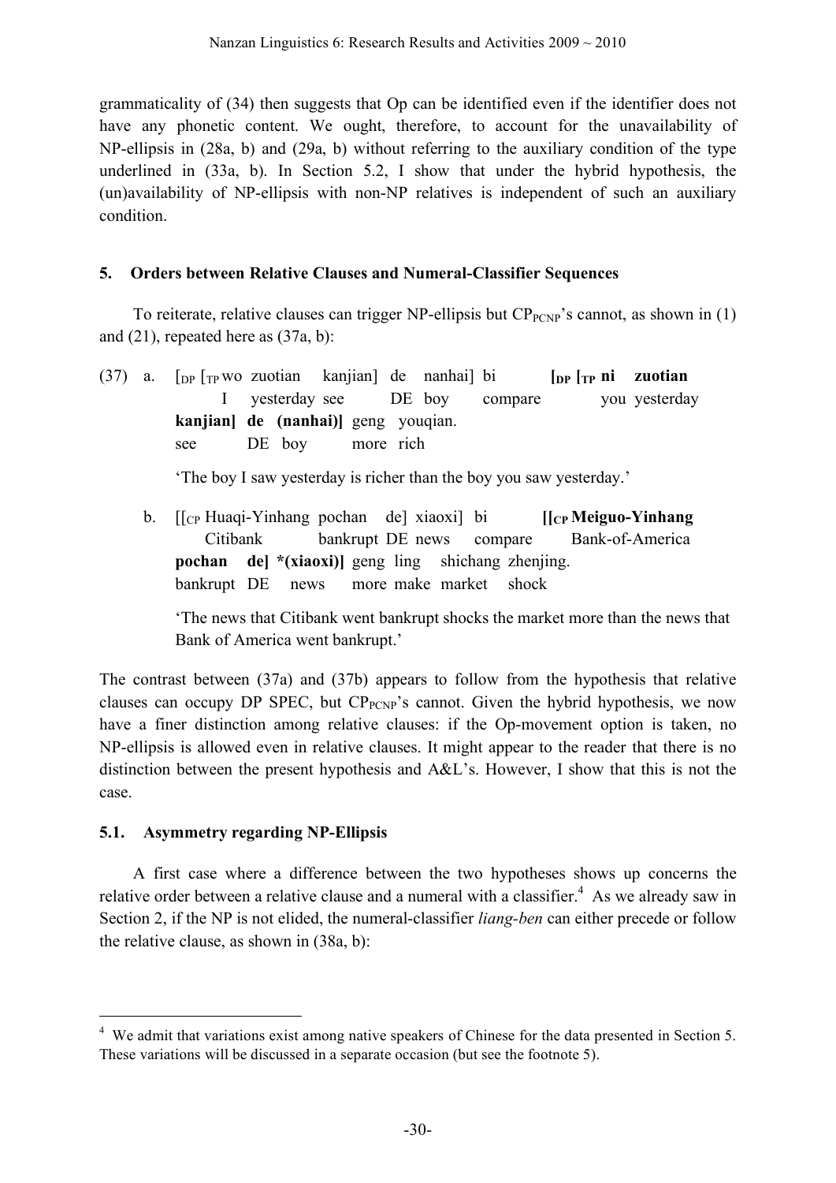grammaticality of (34) then suggests that Op can be identified even if the identifier does not have any phonetic content. We ought, therefore, to account for the unavailability of NP-ellipsis in (28a, b) and (29a, b) without referring to the auxiliary condition of the type underlined in (33a, b). In Section 5.2, I show that under the hybrid hypothesis, the (un)availability of NP-ellipsis with non-NP relatives is independent of such an auxiliary condition.

## 5. Orders between Relative Clauses and Numeral-Classifier Sequences

To reiterate, relative clauses can trigger NP-ellipsis but $CP_{PCNP}$'s cannot, as shown in (1) and (21), repeated here as (37a, b):

(37) a. [$_{DP}$ [$_{TP}$ wo zuotian kanjian] de nanhai] bi **[$_{DP}$ [$_{TP}$ ni zuotian kanjian] de (nanhai)]** geng youqian.
I yesterday see DE boy compare you yesterday see DE boy more rich

'The boy I saw yesterday is richer than the boy you saw yesterday.'

b. [[$_{CP}$ Huaqi-Yinhang pochan de] xiaoxi] bi **[[$_{CP}$ Meiguo-Yinhang pochan de] *(xiaoxi)]** geng ling shichang zhenjing.
Citibank bankrupt DE news compare Bank-of-America bankrupt DE news more make market shock

'The news that Citibank went bankrupt shocks the market more than the news that Bank of America went bankrupt.'

The contrast between (37a) and (37b) appears to follow from the hypothesis that relative clauses can occupy DP SPEC, but $CP_{PCNP}$'s cannot. Given the hybrid hypothesis, we now have a finer distinction among relative clauses: if the Op-movement option is taken, no NP-ellipsis is allowed even in relative clauses. It might appear to the reader that there is no distinction between the present hypothesis and A&L's. However, I show that this is not the case.

### 5.1. Asymmetry regarding NP-Ellipsis

A first case where a difference between the two hypotheses shows up concerns the relative order between a relative clause and a numeral with a classifier.[4] As we already saw in Section 2, if the NP is not elided, the numeral-classifier *liang-ben* can either precede or follow the relative clause, as shown in (38a, b):

---

[4] We admit that variations exist among native speakers of Chinese for the data presented in Section 5. These variations will be discussed in a separate occasion (but see the footnote 5).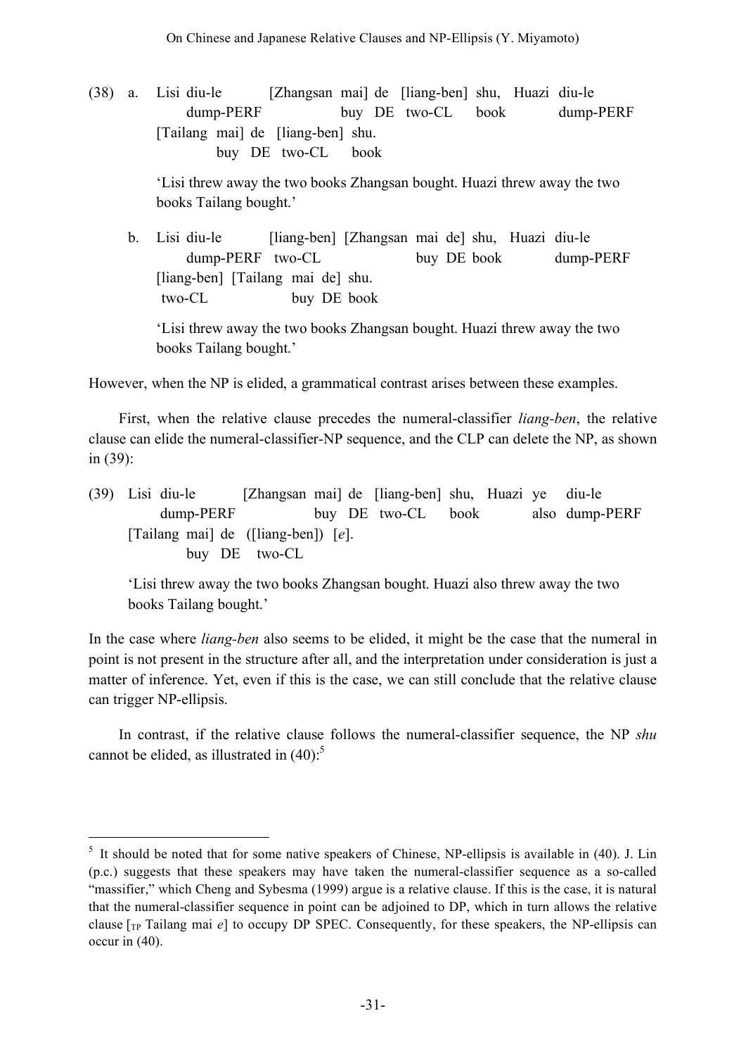(38) a. Lisi diu-le [Zhangsan mai] de [liang-ben] shu, Huazi diu-le
   dump-PERF buy DE two-CL book dump-PERF
   [Tailang mai] de [liang-ben] shu.
   buy DE two-CL book

   'Lisi threw away the two books Zhangsan bought. Huazi threw away the two books Tailang bought.'

b. Lisi diu-le [liang-ben] [Zhangsan mai de] shu, Huazi diu-le
   dump-PERF two-CL buy DE book dump-PERF
   [liang-ben] [Tailang mai de] shu.
   two-CL buy DE book

   'Lisi threw away the two books Zhangsan bought. Huazi threw away the two books Tailang bought.'

However, when the NP is elided, a grammatical contrast arises between these examples.

First, when the relative clause precedes the numeral-classifier *liang-ben*, the relative clause can elide the numeral-classifier-NP sequence, and the CLP can delete the NP, as shown in (39):

(39) Lisi diu-le [Zhangsan mai] de [liang-ben] shu, Huazi ye diu-le
   dump-PERF buy DE two-CL book also dump-PERF
   [Tailang mai] de ([liang-ben]) [*e*].
   buy DE two-CL

   'Lisi threw away the two books Zhangsan bought. Huazi also threw away the two books Tailang bought.'

In the case where *liang-ben* also seems to be elided, it might be the case that the numeral in point is not present in the structure after all, and the interpretation under consideration is just a matter of inference. Yet, even if this is the case, we can still conclude that the relative clause can trigger NP-ellipsis.

In contrast, if the relative clause follows the numeral-classifier sequence, the NP *shu* cannot be elided, as illustrated in (40):[5]

---

[5] It should be noted that for some native speakers of Chinese, NP-ellipsis is available in (40). J. Lin (p.c.) suggests that these speakers may have taken the numeral-classifier sequence as a so-called "massifier," which Cheng and Sybesma (1999) argue is a relative clause. If this is the case, it is natural that the numeral-classifier sequence in point can be adjoined to DP, which in turn allows the relative clause [$_{TP}$ Tailang mai *e*] to occupy DP SPEC. Consequently, for these speakers, the NP-ellipsis can occur in (40).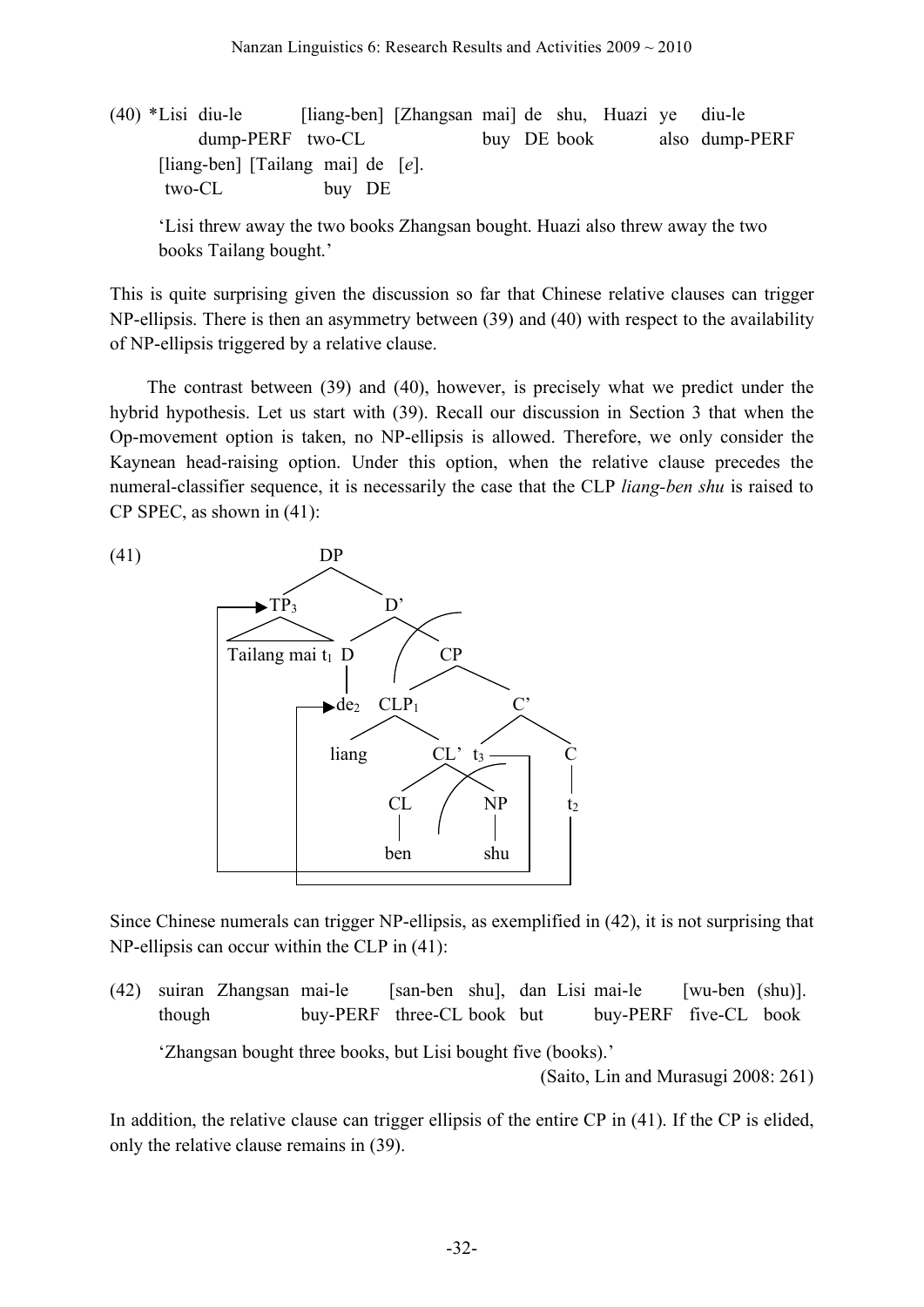(40) *Lisi diu-le [liang-ben] [Zhangsan mai] de shu, Huazi ye diu-le
 dump-PERF two-CL buy DE book also dump-PERF
 [liang-ben] [Tailang mai] de [*e*].
 two-CL buy DE

 'Lisi threw away the two books Zhangsan bought. Huazi also threw away the two books Tailang bought.'

This is quite surprising given the discussion so far that Chinese relative clauses can trigger NP-ellipsis. There is then an asymmetry between (39) and (40) with respect to the availability of NP-ellipsis triggered by a relative clause.

The contrast between (39) and (40), however, is precisely what we predict under the hybrid hypothesis. Let us start with (39). Recall our discussion in Section 3 that when the Op-movement option is taken, no NP-ellipsis is allowed. Therefore, we only consider the Kaynean head-raising option. Under this option, when the relative clause precedes the numeral-classifier sequence, it is necessarily the case that the CLP *liang-ben shu* is raised to CP SPEC, as shown in (41):

(41) [DP [$TP_3$ Tailang mai $t_1$] [D' [D $de_2$] [CP [$CLP_1$ liang [CL' [CL ben] [NP shu]]] [C' $t_3$ [C $t_2$]]]]]

Since Chinese numerals can trigger NP-ellipsis, as exemplified in (42), it is not surprising that NP-ellipsis can occur within the CLP in (41):

(42) suiran Zhangsan mai-le [san-ben shu], dan Lisi mai-le [wu-ben (shu)].
 though buy-PERF three-CL book but buy-PERF five-CL book

 'Zhangsan bought three books, but Lisi bought five (books).'

 (Saito, Lin and Murasugi 2008: 261)

In addition, the relative clause can trigger ellipsis of the entire CP in (41). If the CP is elided, only the relative clause remains in (39).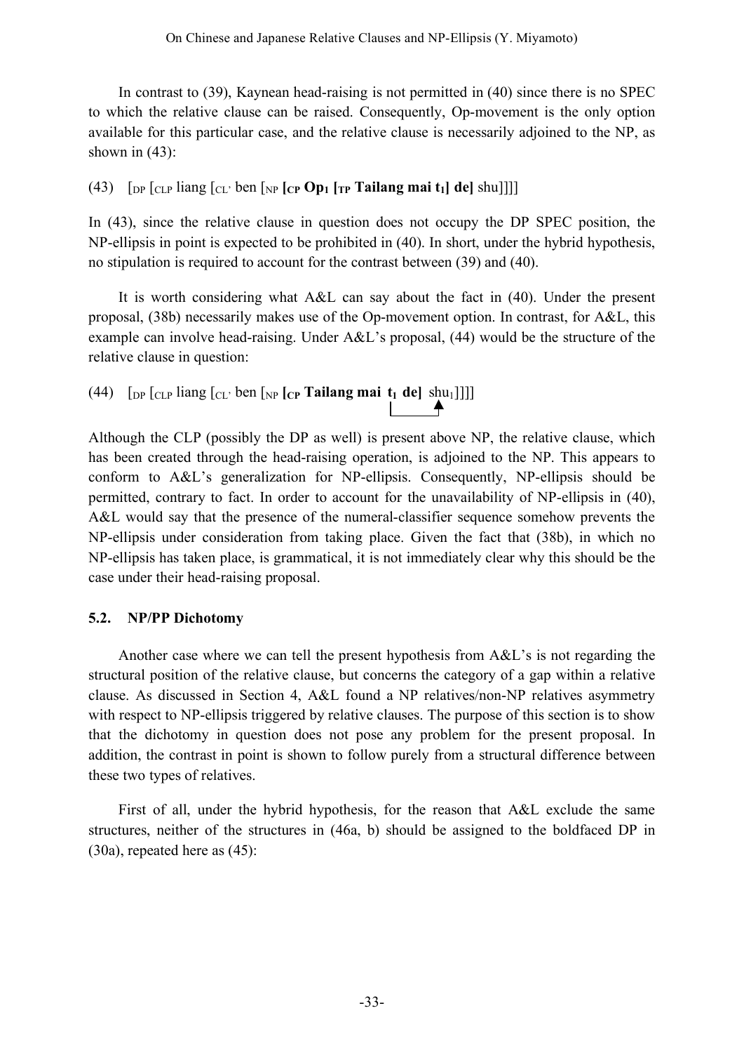In contrast to (39), Kaynean head-raising is not permitted in (40) since there is no SPEC to which the relative clause can be raised. Consequently, Op-movement is the only option available for this particular case, and the relative clause is necessarily adjoined to the NP, as shown in (43):

(43) [$_{DP}$ [$_{CLP}$ liang [$_{CL'}$ ben [$_{NP}$ **[$_{CP}$ Op$_1$ [$_{TP}$ Tailang mai t$_1$] de]** shu]]]]

In (43), since the relative clause in question does not occupy the DP SPEC position, the NP-ellipsis in point is expected to be prohibited in (40). In short, under the hybrid hypothesis, no stipulation is required to account for the contrast between (39) and (40).

It is worth considering what A&L can say about the fact in (40). Under the present proposal, (38b) necessarily makes use of the Op-movement option. In contrast, for A&L, this example can involve head-raising. Under A&L's proposal, (44) would be the structure of the relative clause in question:

(44) [$_{DP}$ [$_{CLP}$ liang [$_{CL'}$ ben [$_{NP}$ **[$_{CP}$ Tailang mai t$_1$ de]** shu$_1$]]]]

Although the CLP (possibly the DP as well) is present above NP, the relative clause, which has been created through the head-raising operation, is adjoined to the NP. This appears to conform to A&L's generalization for NP-ellipsis. Consequently, NP-ellipsis should be permitted, contrary to fact. In order to account for the unavailability of NP-ellipsis in (40), A&L would say that the presence of the numeral-classifier sequence somehow prevents the NP-ellipsis under consideration from taking place. Given the fact that (38b), in which no NP-ellipsis has taken place, is grammatical, it is not immediately clear why this should be the case under their head-raising proposal.

### 5.2. NP/PP Dichotomy

Another case where we can tell the present hypothesis from A&L's is not regarding the structural position of the relative clause, but concerns the category of a gap within a relative clause. As discussed in Section 4, A&L found a NP relatives/non-NP relatives asymmetry with respect to NP-ellipsis triggered by relative clauses. The purpose of this section is to show that the dichotomy in question does not pose any problem for the present proposal. In addition, the contrast in point is shown to follow purely from a structural difference between these two types of relatives.

First of all, under the hybrid hypothesis, for the reason that A&L exclude the same structures, neither of the structures in (46a, b) should be assigned to the boldfaced DP in (30a), repeated here as (45):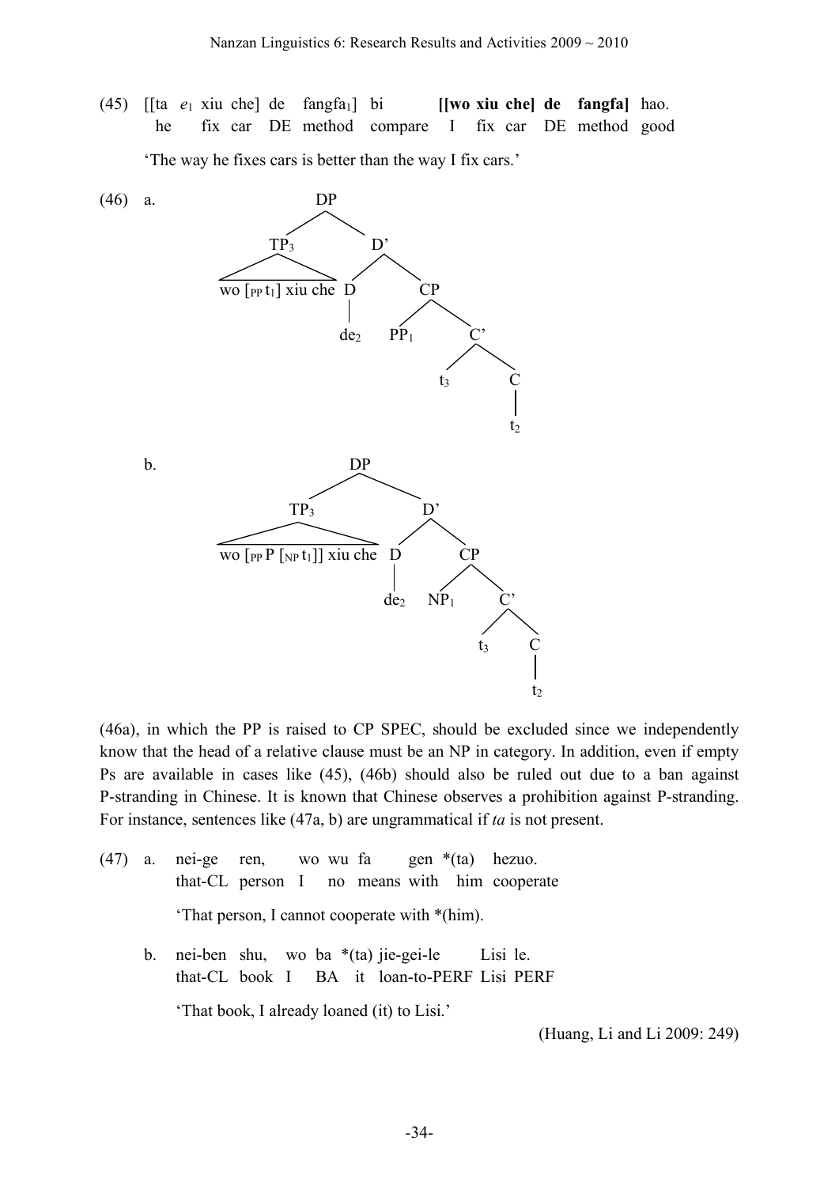(45) [[ta $e_1$ xiu che] de fangfa$_1$] bi **[[wo xiu che] de fangfa]** hao.
he fix car DE method compare I fix car DE method good

'The way he fixes cars is better than the way I fix cars.'

(46) a. [$_{DP}$ [$_{TP_3}$ wo [$_{PP}$ $t_1$] xiu che] [$_{D'}$ [$_D$ de$_2$] [$_{CP}$ PP$_1$ [$_{C'}$ $t_3$ [$_C$ $t_2$]]]]]

b. [$_{DP}$ [$_{TP_3}$ wo [$_{PP}$ P [$_{NP}$ $t_1$]] xiu che] [$_{D'}$ [$_D$ de$_2$] [$_{CP}$ NP$_1$ [$_{C'}$ $t_3$ [$_C$ $t_2$]]]]]

(46a), in which the PP is raised to CP SPEC, should be excluded since we independently know that the head of a relative clause must be an NP in category. In addition, even if empty Ps are available in cases like (45), (46b) should also be ruled out due to a ban against P-stranding in Chinese. It is known that Chinese observes a prohibition against P-stranding. For instance, sentences like (47a, b) are ungrammatical if *ta* is not present.

(47) a. nei-ge ren, wo wu fa gen *(ta) hezuo.
that-CL person I no means with him cooperate

'That person, I cannot cooperate with *(him).

b. nei-ben shu, wo ba *(ta) jie-gei-le Lisi le.
that-CL book I BA it loan-to-PERF Lisi PERF

'That book, I already loaned (it) to Lisi.'

(Huang, Li and Li 2009: 249)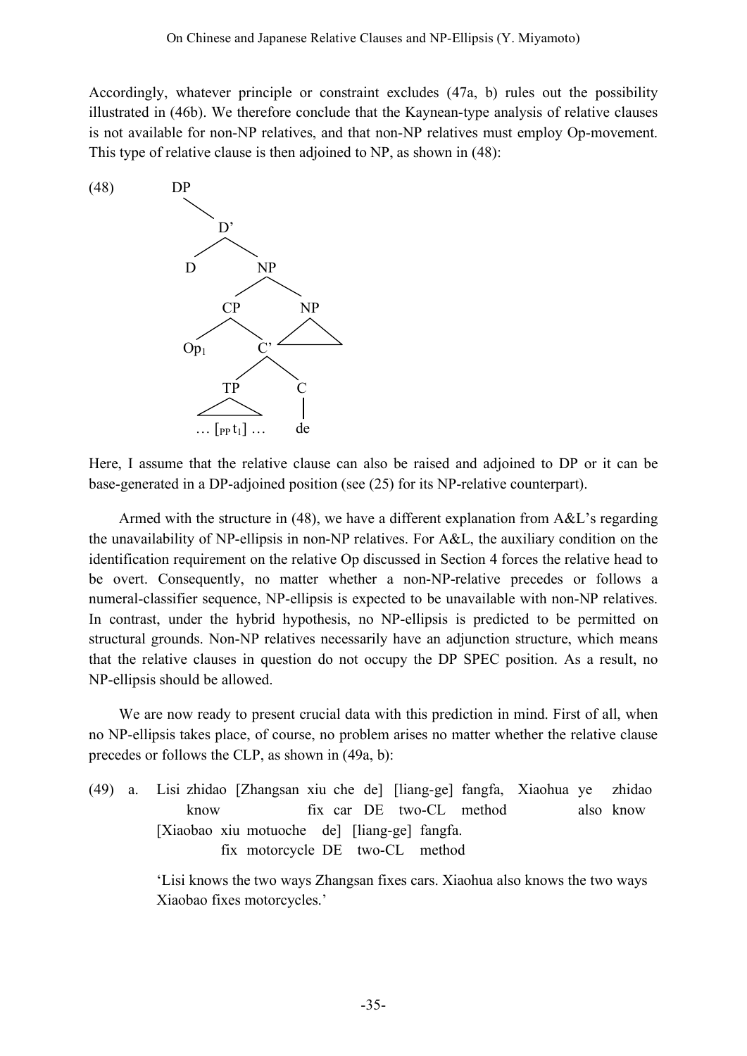Accordingly, whatever principle or constraint excludes (47a, b) rules out the possibility illustrated in (46b). We therefore conclude that the Kaynean-type analysis of relative clauses is not available for non-NP relatives, and that non-NP relatives must employ Op-movement. This type of relative clause is then adjoined to NP, as shown in (48):

(48)

```
DP
 \
  D'
 /  \
D    NP
    /  \
  CP    NP
 /  \   /\
Op1  C'
    /  \
  TP    C
  /\    |
… [PP t1] …  de
```

Here, I assume that the relative clause can also be raised and adjoined to DP or it can be base-generated in a DP-adjoined position (see (25) for its NP-relative counterpart).

Armed with the structure in (48), we have a different explanation from A&L's regarding the unavailability of NP-ellipsis in non-NP relatives. For A&L, the auxiliary condition on the identification requirement on the relative Op discussed in Section 4 forces the relative head to be overt. Consequently, no matter whether a non-NP-relative precedes or follows a numeral-classifier sequence, NP-ellipsis is expected to be unavailable with non-NP relatives. In contrast, under the hybrid hypothesis, no NP-ellipsis is predicted to be permitted on structural grounds. Non-NP relatives necessarily have an adjunction structure, which means that the relative clauses in question do not occupy the DP SPEC position. As a result, no NP-ellipsis should be allowed.

We are now ready to present crucial data with this prediction in mind. First of all, when no NP-ellipsis takes place, of course, no problem arises no matter whether the relative clause precedes or follows the CLP, as shown in (49a, b):

(49) a. Lisi zhidao [Zhangsan xiu che de] [liang-ge] fangfa, Xiaohua ye zhidao
        know fix car DE two-CL method also know
   [Xiaobao xiu motuoche de] [liang-ge] fangfa.
   fix motorcycle DE two-CL method

   'Lisi knows the two ways Zhangsan fixes cars. Xiaohua also knows the two ways Xiaobao fixes motorcycles.'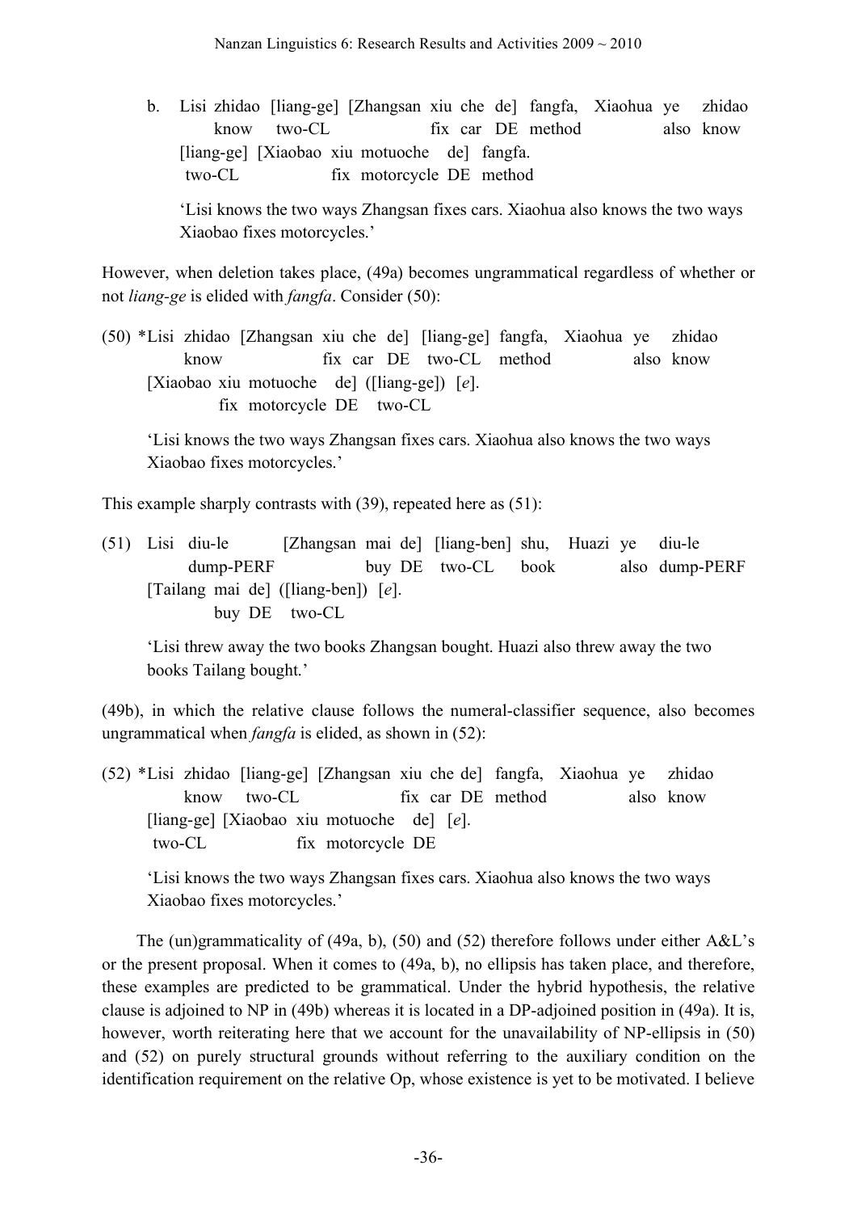b. Lisi zhidao [liang-ge] [Zhangsan xiu che de] fangfa, Xiaohua ye zhidao
   know two-CL fix car DE method also know
   [liang-ge] [Xiaobao xiu motuoche de] fangfa.
   two-CL fix motorcycle DE method

   'Lisi knows the two ways Zhangsan fixes cars. Xiaohua also knows the two ways Xiaobao fixes motorcycles.'

However, when deletion takes place, (49a) becomes ungrammatical regardless of whether or not *liang-ge* is elided with *fangfa*. Consider (50):

(50) *Lisi zhidao [Zhangsan xiu che de] [liang-ge] fangfa, Xiaohua ye zhidao
   know fix car DE two-CL method also know
   [Xiaobao xiu motuoche de] ([liang-ge]) [*e*].
   fix motorcycle DE two-CL

   'Lisi knows the two ways Zhangsan fixes cars. Xiaohua also knows the two ways Xiaobao fixes motorcycles.'

This example sharply contrasts with (39), repeated here as (51):

(51) Lisi diu-le [Zhangsan mai de] [liang-ben] shu, Huazi ye diu-le
   dump-PERF buy DE two-CL book also dump-PERF
   [Tailang mai de] ([liang-ben]) [*e*].
   buy DE two-CL

   'Lisi threw away the two books Zhangsan bought. Huazi also threw away the two books Tailang bought.'

(49b), in which the relative clause follows the numeral-classifier sequence, also becomes ungrammatical when *fangfa* is elided, as shown in (52):

(52) *Lisi zhidao [liang-ge] [Zhangsan xiu che de] fangfa, Xiaohua ye zhidao
   know two-CL fix car DE method also know
   [liang-ge] [Xiaobao xiu motuoche de] [*e*].
   two-CL fix motorcycle DE

   'Lisi knows the two ways Zhangsan fixes cars. Xiaohua also knows the two ways Xiaobao fixes motorcycles.'

The (un)grammaticality of (49a, b), (50) and (52) therefore follows under either A&L's or the present proposal. When it comes to (49a, b), no ellipsis has taken place, and therefore, these examples are predicted to be grammatical. Under the hybrid hypothesis, the relative clause is adjoined to NP in (49b) whereas it is located in a DP-adjoined position in (49a). It is, however, worth reiterating here that we account for the unavailability of NP-ellipsis in (50) and (52) on purely structural grounds without referring to the auxiliary condition on the identification requirement on the relative Op, whose existence is yet to be motivated. I believe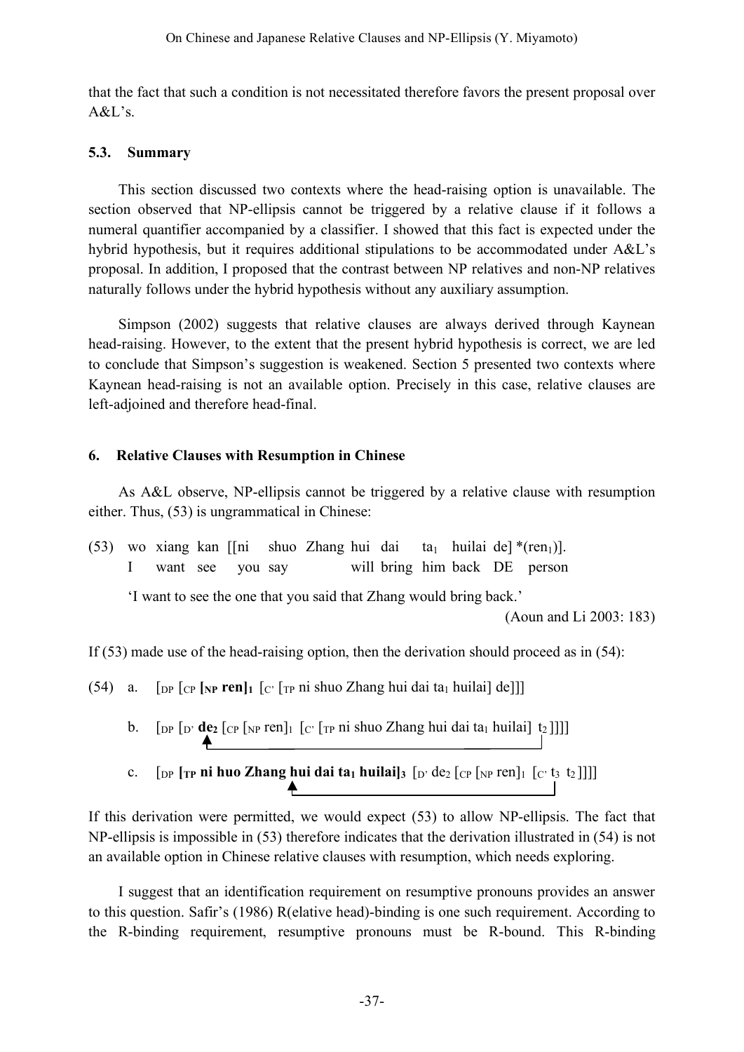that the fact that such a condition is not necessitated therefore favors the present proposal over A&L's.

### 5.3. Summary

This section discussed two contexts where the head-raising option is unavailable. The section observed that NP-ellipsis cannot be triggered by a relative clause if it follows a numeral quantifier accompanied by a classifier. I showed that this fact is expected under the hybrid hypothesis, but it requires additional stipulations to be accommodated under A&L's proposal. In addition, I proposed that the contrast between NP relatives and non-NP relatives naturally follows under the hybrid hypothesis without any auxiliary assumption.

Simpson (2002) suggests that relative clauses are always derived through Kaynean head-raising. However, to the extent that the present hybrid hypothesis is correct, we are led to conclude that Simpson's suggestion is weakened. Section 5 presented two contexts where Kaynean head-raising is not an available option. Precisely in this case, relative clauses are left-adjoined and therefore head-final.

## 6. Relative Clauses with Resumption in Chinese

As A&L observe, NP-ellipsis cannot be triggered by a relative clause with resumption either. Thus, (53) is ungrammatical in Chinese:

(53) wo xiang kan [[ni shuo Zhang hui dai $ta_1$ huilai de] *($ren_1$)].
I want see you say will bring him back DE person
'I want to see the one that you said that Zhang would bring back.'
(Aoun and Li 2003: 183)

If (53) made use of the head-raising option, then the derivation should proceed as in (54):

(54) a. [$_{DP}$ [$_{CP}$ **[$_{NP}$ ren]$_1$** [$_{C'}$ [$_{TP}$ ni shuo Zhang hui dai $ta_1$ huilai] de]]]

b. [$_{DP}$ [$_{D'}$ **$de_2$** [$_{CP}$ [$_{NP}$ ren]$_1$ [$_{C'}$ [$_{TP}$ ni shuo Zhang hui dai $ta_1$ huilai] $t_2$ ]]]]

c. [$_{DP}$ **[$_{TP}$ ni huo Zhang hui dai $ta_1$ huilai]$_3$** [$_{D'}$ $de_2$ [$_{CP}$ [$_{NP}$ ren]$_1$ [$_{C'}$ $t_3$ $t_2$ ]]]]

If this derivation were permitted, we would expect (53) to allow NP-ellipsis. The fact that NP-ellipsis is impossible in (53) therefore indicates that the derivation illustrated in (54) is not an available option in Chinese relative clauses with resumption, which needs exploring.

I suggest that an identification requirement on resumptive pronouns provides an answer to this question. Safir's (1986) R(elative head)-binding is one such requirement. According to the R-binding requirement, resumptive pronouns must be R-bound. This R-binding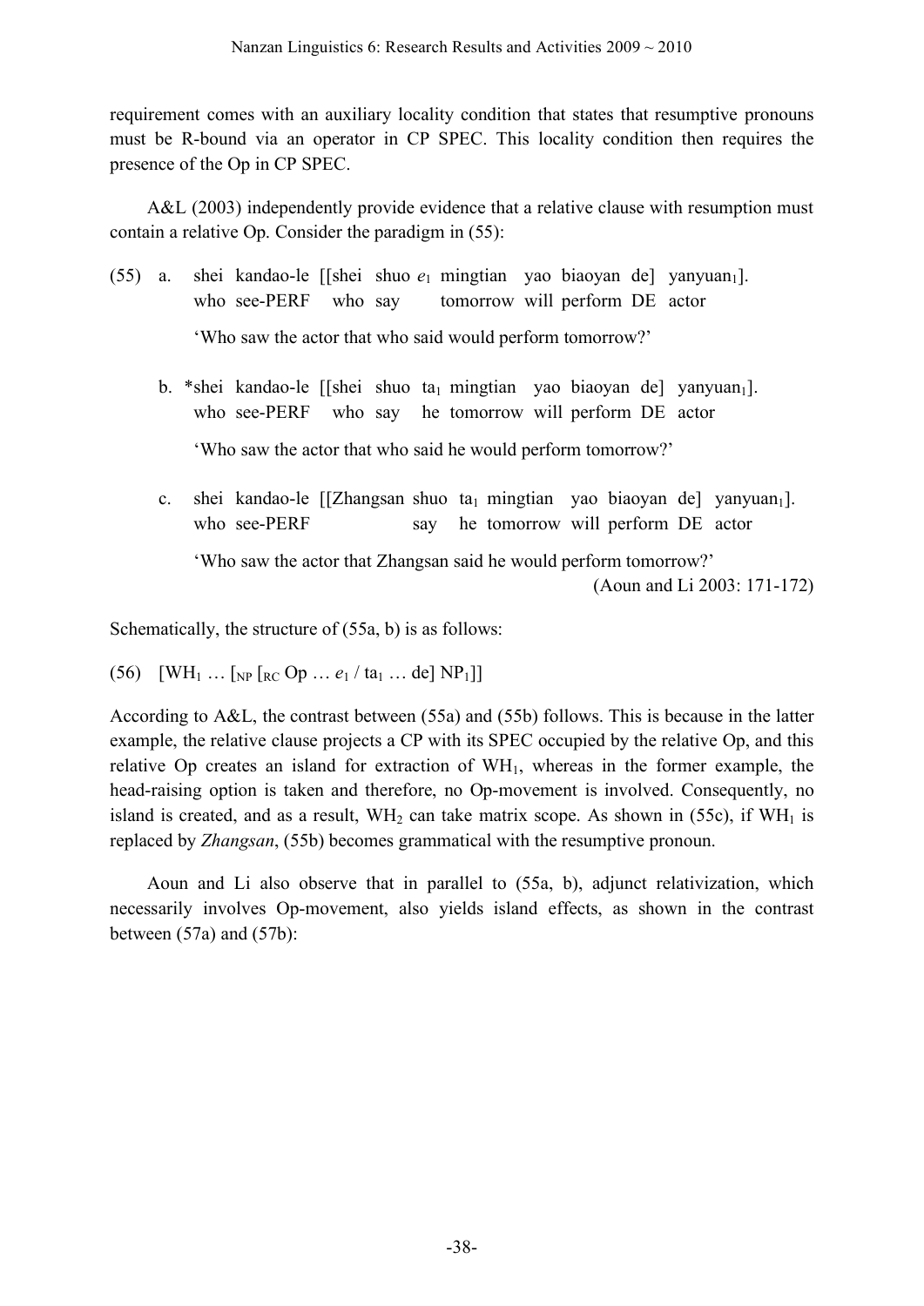requirement comes with an auxiliary locality condition that states that resumptive pronouns must be R-bound via an operator in CP SPEC. This locality condition then requires the presence of the Op in CP SPEC.

A&L (2003) independently provide evidence that a relative clause with resumption must contain a relative Op. Consider the paradigm in (55):

(55) a. shei kandao-le [[shei shuo $e_1$ mingtian yao biaoyan de] yanyuan$_1$].
who see-PERF who say tomorrow will perform DE actor
'Who saw the actor that who said would perform tomorrow?'

b. *shei kandao-le [[shei shuo ta$_1$ mingtian yao biaoyan de] yanyuan$_1$].
who see-PERF who say he tomorrow will perform DE actor
'Who saw the actor that who said he would perform tomorrow?'

c. shei kandao-le [[Zhangsan shuo ta$_1$ mingtian yao biaoyan de] yanyuan$_1$].
who see-PERF say he tomorrow will perform DE actor
'Who saw the actor that Zhangsan said he would perform tomorrow?'
(Aoun and Li 2003: 171-172)

Schematically, the structure of (55a, b) is as follows:

(56) [WH$_1$ … [$_{NP}$ [$_{RC}$ Op … $e_1$ / ta$_1$ … de] NP$_1$]]

According to A&L, the contrast between (55a) and (55b) follows. This is because in the latter example, the relative clause projects a CP with its SPEC occupied by the relative Op, and this relative Op creates an island for extraction of WH$_1$, whereas in the former example, the head-raising option is taken and therefore, no Op-movement is involved. Consequently, no island is created, and as a result, WH$_2$ can take matrix scope. As shown in (55c), if WH$_1$ is replaced by *Zhangsan*, (55b) becomes grammatical with the resumptive pronoun.

Aoun and Li also observe that in parallel to (55a, b), adjunct relativization, which necessarily involves Op-movement, also yields island effects, as shown in the contrast between (57a) and (57b):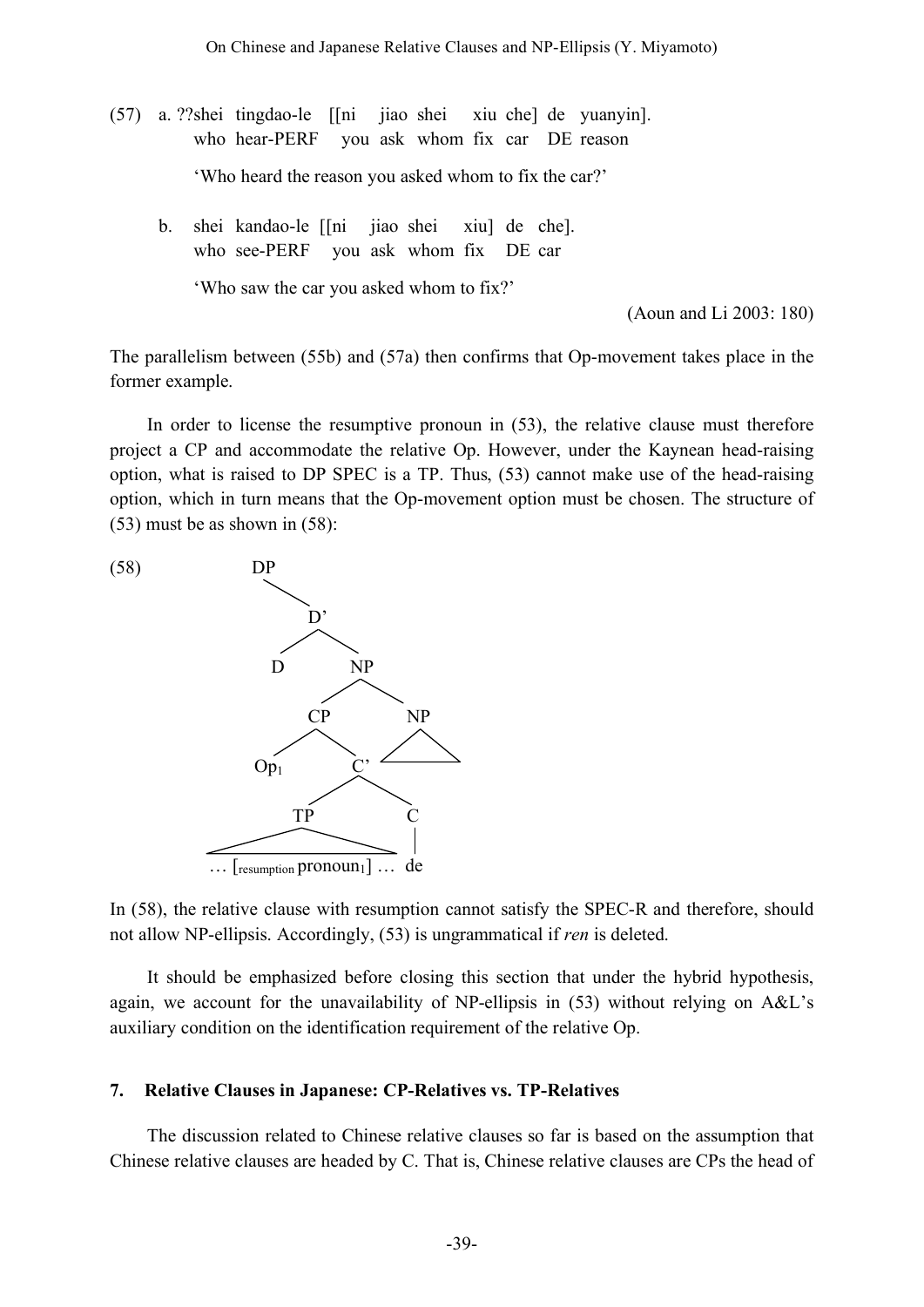(57) a. ??shei tingdao-le [[ni jiao shei xiu che] de yuanyin].
who hear-PERF you ask whom fix car DE reason
'Who heard the reason you asked whom to fix the car?'

b. shei kandao-le [[ni jiao shei xiu] de che].
who see-PERF you ask whom fix DE car
'Who saw the car you asked whom to fix?'

(Aoun and Li 2003: 180)

The parallelism between (55b) and (57a) then confirms that Op-movement takes place in the former example.

In order to license the resumptive pronoun in (53), the relative clause must therefore project a CP and accommodate the relative Op. However, under the Kaynean head-raising option, what is raised to DP SPEC is a TP. Thus, (53) cannot make use of the head-raising option, which in turn means that the Op-movement option must be chosen. The structure of (53) must be as shown in (58):

(58)

```
DP
 \
  D'
 /  \
D    NP
    /  \
  CP    NP
 /  \   /\
Op1  C'
    /  \
  TP    C
  /\    |
… [resumption pronoun1] …  de
```

In (58), the relative clause with resumption cannot satisfy the SPEC-R and therefore, should not allow NP-ellipsis. Accordingly, (53) is ungrammatical if *ren* is deleted.

It should be emphasized before closing this section that under the hybrid hypothesis, again, we account for the unavailability of NP-ellipsis in (53) without relying on A&L's auxiliary condition on the identification requirement of the relative Op.

## 7. Relative Clauses in Japanese: CP-Relatives vs. TP-Relatives

The discussion related to Chinese relative clauses so far is based on the assumption that Chinese relative clauses are headed by C. That is, Chinese relative clauses are CPs the head of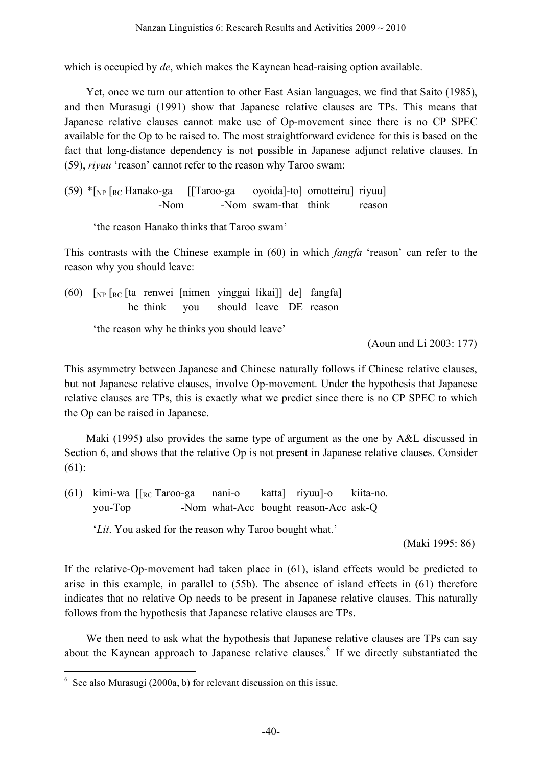which is occupied by *de*, which makes the Kaynean head-raising option available.

Yet, once we turn our attention to other East Asian languages, we find that Saito (1985), and then Murasugi (1991) show that Japanese relative clauses are TPs. This means that Japanese relative clauses cannot make use of Op-movement since there is no CP SPEC available for the Op to be raised to. The most straightforward evidence for this is based on the fact that long-distance dependency is not possible in Japanese adjunct relative clauses. In (59), *riyuu* 'reason' cannot refer to the reason why Taroo swam:

(59) *[$_{NP}$ [$_{RC}$ Hanako-ga [[Taroo-ga oyoida]-to] omotteiru] riyuu]
-Nom -Nom swam-that think reason

'the reason Hanako thinks that Taroo swam'

This contrasts with the Chinese example in (60) in which *fangfa* 'reason' can refer to the reason why you should leave:

(60) [$_{NP}$ [$_{RC}$ [ta renwei [nimen yinggai likai]] de] fangfa]
he think you should leave DE reason

'the reason why he thinks you should leave'

(Aoun and Li 2003: 177)

This asymmetry between Japanese and Chinese naturally follows if Chinese relative clauses, but not Japanese relative clauses, involve Op-movement. Under the hypothesis that Japanese relative clauses are TPs, this is exactly what we predict since there is no CP SPEC to which the Op can be raised in Japanese.

Maki (1995) also provides the same type of argument as the one by A&L discussed in Section 6, and shows that the relative Op is not present in Japanese relative clauses. Consider (61):

(61) kimi-wa [[$_{RC}$ Taroo-ga nani-o katta] riyuu]-o kiita-no.
you-Top -Nom what-Acc bought reason-Acc ask-Q

'*Lit*. You asked for the reason why Taroo bought what.'

(Maki 1995: 86)

If the relative-Op-movement had taken place in (61), island effects would be predicted to arise in this example, in parallel to (55b). The absence of island effects in (61) therefore indicates that no relative Op needs to be present in Japanese relative clauses. This naturally follows from the hypothesis that Japanese relative clauses are TPs.

We then need to ask what the hypothesis that Japanese relative clauses are TPs can say about the Kaynean approach to Japanese relative clauses.[6] If we directly substantiated the

[6] See also Murasugi (2000a, b) for relevant discussion on this issue.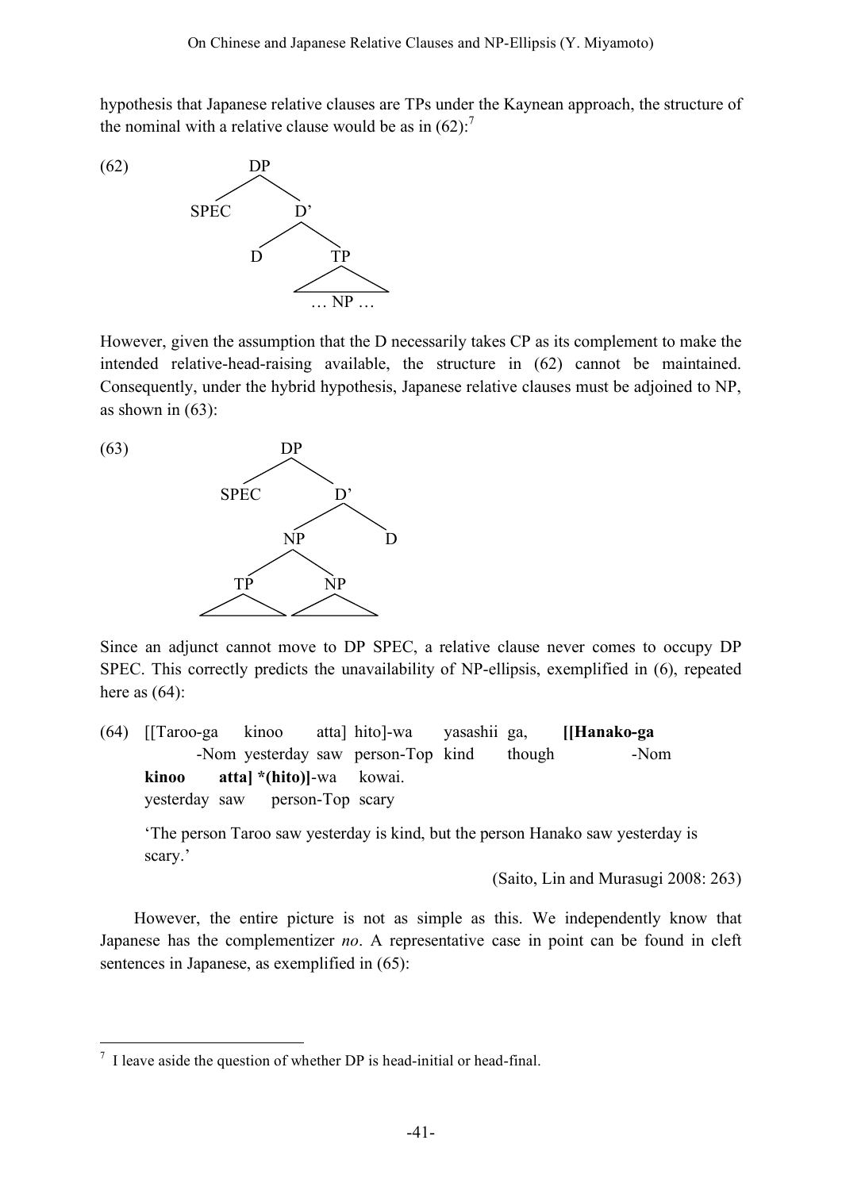hypothesis that Japanese relative clauses are TPs under the Kaynean approach, the structure of the nominal with a relative clause would be as in (62):[7]

(62)

```
            DP
           /  \
       SPEC    D'
              /  \
             D    TP
                 /  \
                … NP …
```

However, given the assumption that the D necessarily takes CP as its complement to make the intended relative-head-raising available, the structure in (62) cannot be maintained. Consequently, under the hybrid hypothesis, Japanese relative clauses must be adjoined to NP, as shown in (63):

(63)

```
              DP
             /  \
         SPEC    D'
                /  \
              NP    D
             /  \
           TP    NP
```

Since an adjunct cannot move to DP SPEC, a relative clause never comes to occupy DP SPEC. This correctly predicts the unavailability of NP-ellipsis, exemplified in (6), repeated here as (64):

(64) [[Taroo-ga kinoo atta] hito]-wa yasashii ga, **[[Hanako-ga**
  -Nom yesterday saw person-Top kind though -Nom
  **kinoo atta] \*(hito)]**-wa kowai.
  yesterday saw person-Top scary

  'The person Taroo saw yesterday is kind, but the person Hanako saw yesterday is scary.'

(Saito, Lin and Murasugi 2008: 263)

However, the entire picture is not as simple as this. We independently know that Japanese has the complementizer *no*. A representative case in point can be found in cleft sentences in Japanese, as exemplified in (65):

---

[7] I leave aside the question of whether DP is head-initial or head-final.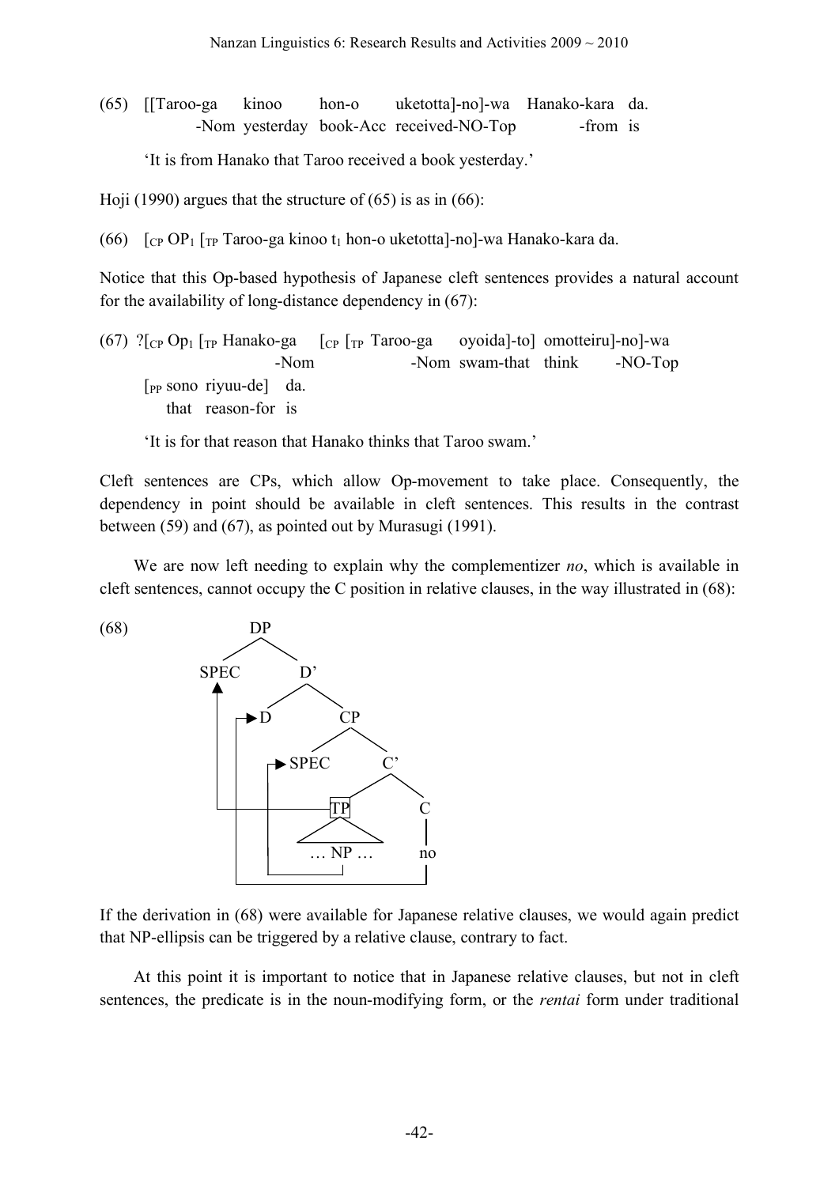(65) [[Taroo-ga kinoo hon-o uketotta]-no]-wa Hanako-kara da.
 -Nom yesterday book-Acc received-NO-Top -from is

'It is from Hanako that Taroo received a book yesterday.'

Hoji (1990) argues that the structure of (65) is as in (66):

(66) [$_{CP}$ OP$_1$ [$_{TP}$ Taroo-ga kinoo t$_1$ hon-o uketotta]-no]-wa Hanako-kara da.

Notice that this Op-based hypothesis of Japanese cleft sentences provides a natural account for the availability of long-distance dependency in (67):

(67) ?[$_{CP}$ Op$_1$ [$_{TP}$ Hanako-ga [$_{CP}$ [$_{TP}$ Taroo-ga oyoida]-to] omotteiru]-no]-wa
 -Nom -Nom swam-that think -NO-Top
 [$_{PP}$ sono riyuu-de] da.
 that reason-for is

'It is for that reason that Hanako thinks that Taroo swam.'

Cleft sentences are CPs, which allow Op-movement to take place. Consequently, the dependency in point should be available in cleft sentences. This results in the contrast between (59) and (67), as pointed out by Murasugi (1991).

We are now left needing to explain why the complementizer *no*, which is available in cleft sentences, cannot occupy the C position in relative clauses, in the way illustrated in (68):

(68) [DP [SPEC] [D' [D] [CP [SPEC] [C' [TP … NP …] [C no]]]]]

If the derivation in (68) were available for Japanese relative clauses, we would again predict that NP-ellipsis can be triggered by a relative clause, contrary to fact.

At this point it is important to notice that in Japanese relative clauses, but not in cleft sentences, the predicate is in the noun-modifying form, or the *rentai* form under traditional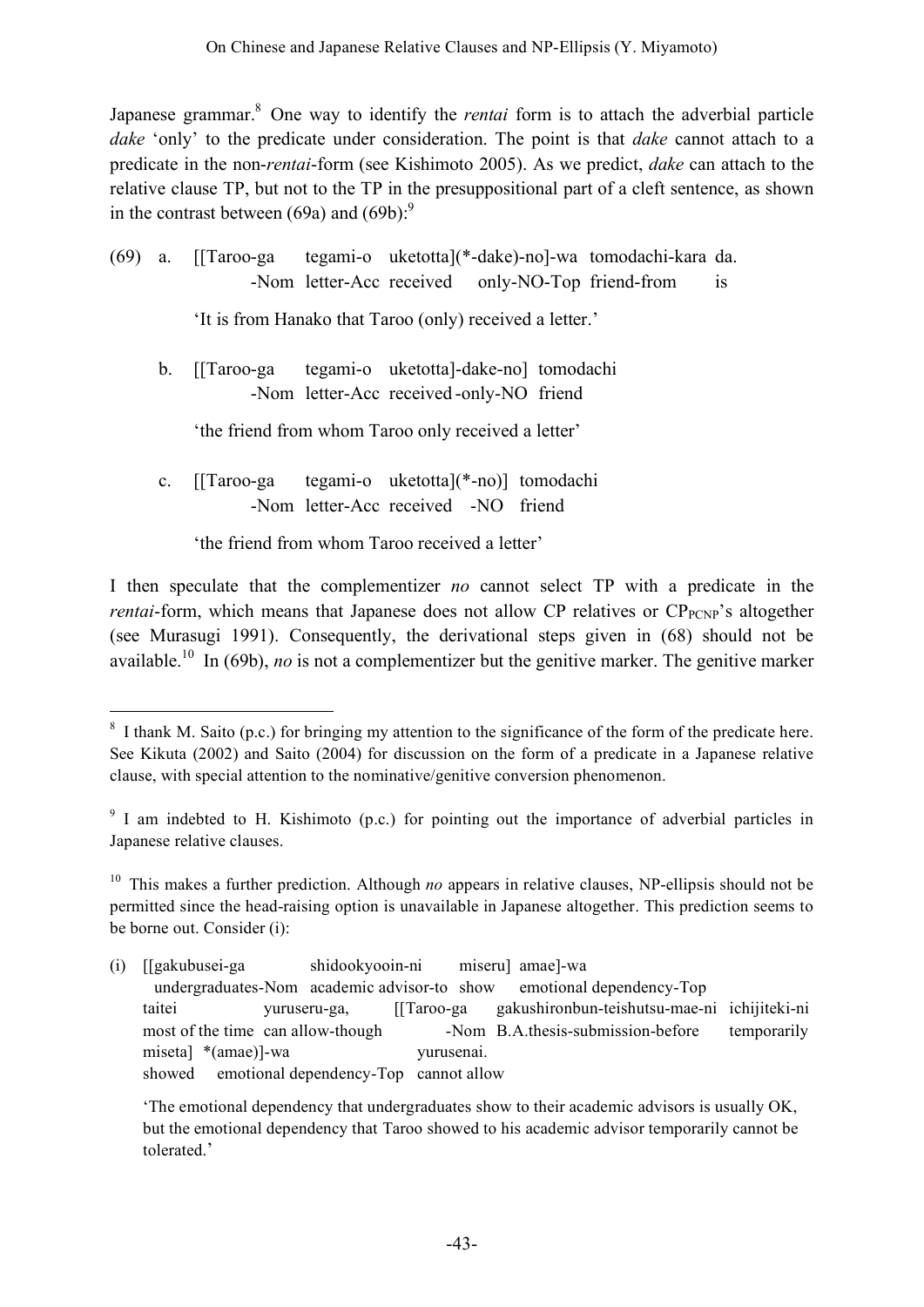Japanese grammar.[8] One way to identify the *rentai* form is to attach the adverbial particle *dake* 'only' to the predicate under consideration. The point is that *dake* cannot attach to a predicate in the non-*rentai*-form (see Kishimoto 2005). As we predict, *dake* can attach to the relative clause TP, but not to the TP in the presuppositional part of a cleft sentence, as shown in the contrast between (69a) and (69b):[9]

(69) a. [[Taroo-ga tegami-o uketotta](*-dake)-no]-wa tomodachi-kara da.
 -Nom letter-Acc received only-NO-Top friend-from is

 'It is from Hanako that Taroo (only) received a letter.'

 b. [[Taroo-ga tegami-o uketotta]-dake-no] tomodachi
 -Nom letter-Acc received-only-NO friend

 'the friend from whom Taroo only received a letter'

 c. [[Taroo-ga tegami-o uketotta](*-no)] tomodachi
 -Nom letter-Acc received -NO friend

 'the friend from whom Taroo received a letter'

I then speculate that the complementizer *no* cannot select TP with a predicate in the *rentai*-form, which means that Japanese does not allow CP relatives or $CP_{PCNP}$'s altogether (see Murasugi 1991). Consequently, the derivational steps given in (68) should not be available.[10] In (69b), *no* is not a complementizer but the genitive marker. The genitive marker

---

[8] I thank M. Saito (p.c.) for bringing my attention to the significance of the form of the predicate here. See Kikuta (2002) and Saito (2004) for discussion on the form of a predicate in a Japanese relative clause, with special attention to the nominative/genitive conversion phenomenon.

[9] I am indebted to H. Kishimoto (p.c.) for pointing out the importance of adverbial particles in Japanese relative clauses.

[10] This makes a further prediction. Although *no* appears in relative clauses, NP-ellipsis should not be permitted since the head-raising option is unavailable in Japanese altogether. This prediction seems to be borne out. Consider (i):

(i) [[gakubusei-ga shidookyoin-ni miseru] amae]-wa
 undergraduates-Nom academic advisor-to show emotional dependency-Top
 taitei yuruseru-ga, [[Taroo-ga gakushironbun-teishutsu-mae-ni ichijiteki-ni
 most of the time can allow-though -Nom B.A.thesis-submission-before temporarily
 miseta] *(amae)]-wa yurusenai.
 showed emotional dependency-Top cannot allow

 'The emotional dependency that undergraduates show to their academic advisors is usually OK, but the emotional dependency that Taroo showed to his academic advisor temporarily cannot be tolerated.'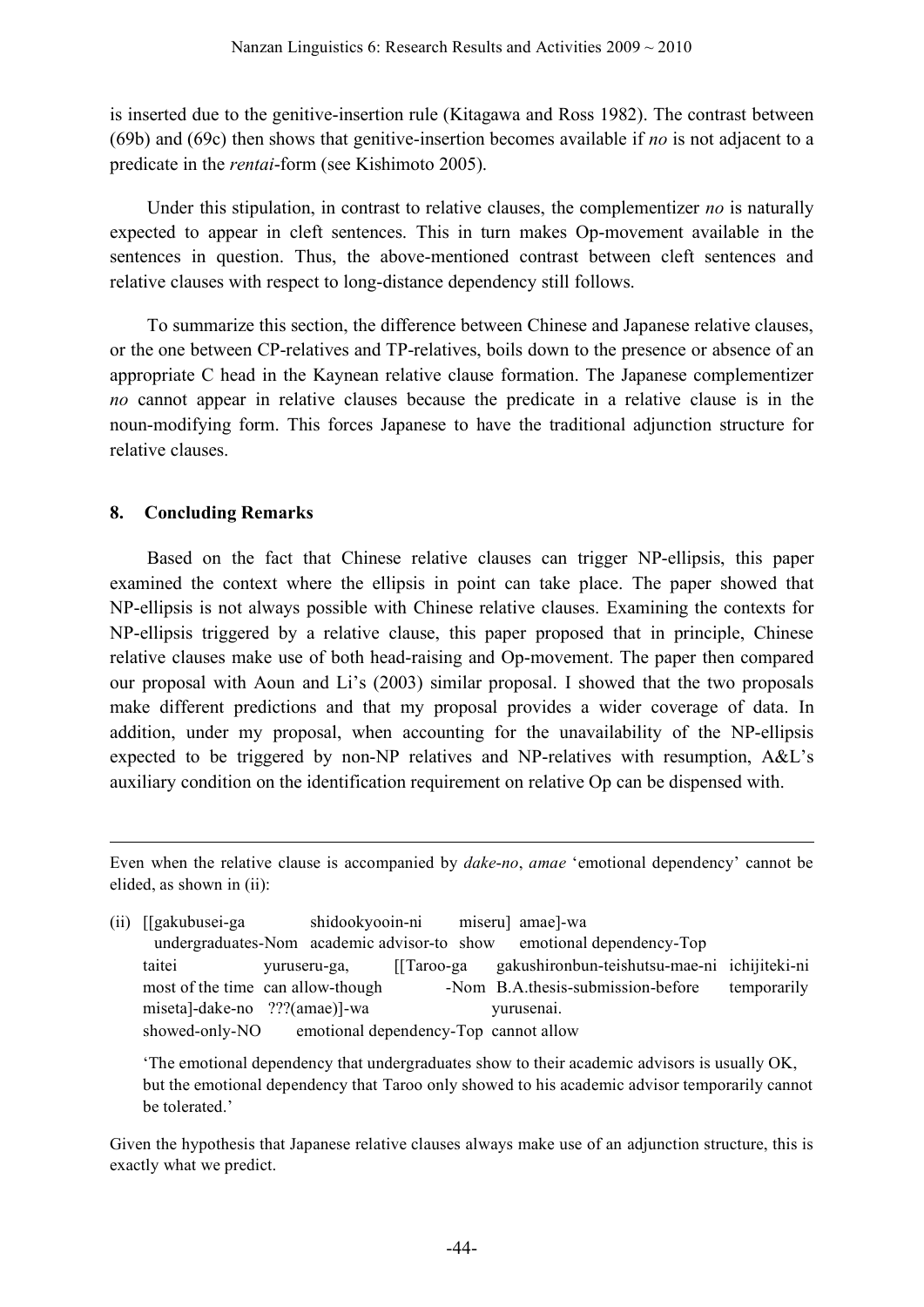is inserted due to the genitive-insertion rule (Kitagawa and Ross 1982). The contrast between (69b) and (69c) then shows that genitive-insertion becomes available if *no* is not adjacent to a predicate in the *rentai*-form (see Kishimoto 2005).

Under this stipulation, in contrast to relative clauses, the complementizer *no* is naturally expected to appear in cleft sentences. This in turn makes Op-movement available in the sentences in question. Thus, the above-mentioned contrast between cleft sentences and relative clauses with respect to long-distance dependency still follows.

To summarize this section, the difference between Chinese and Japanese relative clauses, or the one between CP-relatives and TP-relatives, boils down to the presence or absence of an appropriate C head in the Kaynean relative clause formation. The Japanese complementizer *no* cannot appear in relative clauses because the predicate in a relative clause is in the noun-modifying form. This forces Japanese to have the traditional adjunction structure for relative clauses.

## 8. Concluding Remarks

Based on the fact that Chinese relative clauses can trigger NP-ellipsis, this paper examined the context where the ellipsis in point can take place. The paper showed that NP-ellipsis is not always possible with Chinese relative clauses. Examining the contexts for NP-ellipsis triggered by a relative clause, this paper proposed that in principle, Chinese relative clauses make use of both head-raising and Op-movement. The paper then compared our proposal with Aoun and Li's (2003) similar proposal. I showed that the two proposals make different predictions and that my proposal provides a wider coverage of data. In addition, under my proposal, when accounting for the unavailability of the NP-ellipsis expected to be triggered by non-NP relatives and NP-relatives with resumption, A&L's auxiliary condition on the identification requirement on relative Op can be dispensed with.

---

Even when the relative clause is accompanied by *dake-no*, *amae* 'emotional dependency' cannot be elided, as shown in (ii):

(ii) [[gakubusei-ga shidookyooin-ni miseru] amae]-wa
undergraduates-Nom academic advisor-to show emotional dependency-Top
taitei yuruseru-ga, [[Taroo-ga gakushironbun-teishutsu-mae-ni ichijiteki-ni
most of the time can allow-though -Nom B.A.thesis-submission-before temporarily
miseta]-dake-no ???(amae)]-wa yurusenai.
showed-only-NO emotional dependency-Top cannot allow

'The emotional dependency that undergraduates show to their academic advisors is usually OK, but the emotional dependency that Taroo only showed to his academic advisor temporarily cannot be tolerated.'

Given the hypothesis that Japanese relative clauses always make use of an adjunction structure, this is exactly what we predict.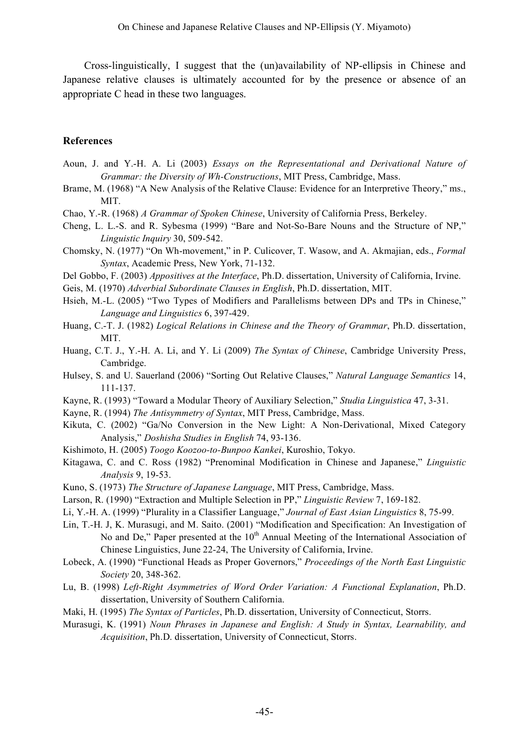Cross-linguistically, I suggest that the (un)availability of NP-ellipsis in Chinese and Japanese relative clauses is ultimately accounted for by the presence or absence of an appropriate C head in these two languages.

## References

Aoun, J. and Y.-H. A. Li (2003) *Essays on the Representational and Derivational Nature of Grammar: the Diversity of Wh-Constructions*, MIT Press, Cambridge, Mass.

Brame, M. (1968) "A New Analysis of the Relative Clause: Evidence for an Interpretive Theory," ms., MIT.

Chao, Y.-R. (1968) *A Grammar of Spoken Chinese*, University of California Press, Berkeley.

Cheng, L. L.-S. and R. Sybesma (1999) "Bare and Not-So-Bare Nouns and the Structure of NP," *Linguistic Inquiry* 30, 509-542.

Chomsky, N. (1977) "On Wh-movement," in P. Culicover, T. Wasow, and A. Akmajian, eds., *Formal Syntax*, Academic Press, New York, 71-132.

Del Gobbo, F. (2003) *Appositives at the Interface*, Ph.D. dissertation, University of California, Irvine.

Geis, M. (1970) *Adverbial Subordinate Clauses in English*, Ph.D. dissertation, MIT.

Hsieh, M.-L. (2005) "Two Types of Modifiers and Parallelisms between DPs and TPs in Chinese," *Language and Linguistics* 6, 397-429.

Huang, C.-T. J. (1982) *Logical Relations in Chinese and the Theory of Grammar*, Ph.D. dissertation, MIT.

Huang, C.T. J., Y.-H. A. Li, and Y. Li (2009) *The Syntax of Chinese*, Cambridge University Press, Cambridge.

Hulsey, S. and U. Sauerland (2006) "Sorting Out Relative Clauses," *Natural Language Semantics* 14, 111-137.

Kayne, R. (1993) "Toward a Modular Theory of Auxiliary Selection," *Studia Linguistica* 47, 3-31.

Kayne, R. (1994) *The Antisymmetry of Syntax*, MIT Press, Cambridge, Mass.

Kikuta, C. (2002) "Ga/No Conversion in the New Light: A Non-Derivational, Mixed Category Analysis," *Doshisha Studies in English* 74, 93-136.

Kishimoto, H. (2005) *Toogo Koozoo-to-Bunpoo Kankei*, Kuroshio, Tokyo.

Kitagawa, C. and C. Ross (1982) "Prenominal Modification in Chinese and Japanese," *Linguistic Analysis* 9, 19-53.

Kuno, S. (1973) *The Structure of Japanese Language*, MIT Press, Cambridge, Mass.

Larson, R. (1990) "Extraction and Multiple Selection in PP," *Linguistic Review* 7, 169-182.

Li, Y.-H. A. (1999) "Plurality in a Classifier Language," *Journal of East Asian Linguistics* 8, 75-99.

Lin, T.-H. J, K. Murasugi, and M. Saito. (2001) "Modification and Specification: An Investigation of No and De," Paper presented at the 10th Annual Meeting of the International Association of Chinese Linguistics, June 22-24, The University of California, Irvine.

Lobeck, A. (1990) "Functional Heads as Proper Governors," *Proceedings of the North East Linguistic Society* 20, 348-362.

Lu, B. (1998) *Left-Right Asymmetries of Word Order Variation: A Functional Explanation*, Ph.D. dissertation, University of Southern California.

Maki, H. (1995) *The Syntax of Particles*, Ph.D. dissertation, University of Connecticut, Storrs.

Murasugi, K. (1991) *Noun Phrases in Japanese and English: A Study in Syntax, Learnability, and Acquisition*, Ph.D. dissertation, University of Connecticut, Storrs.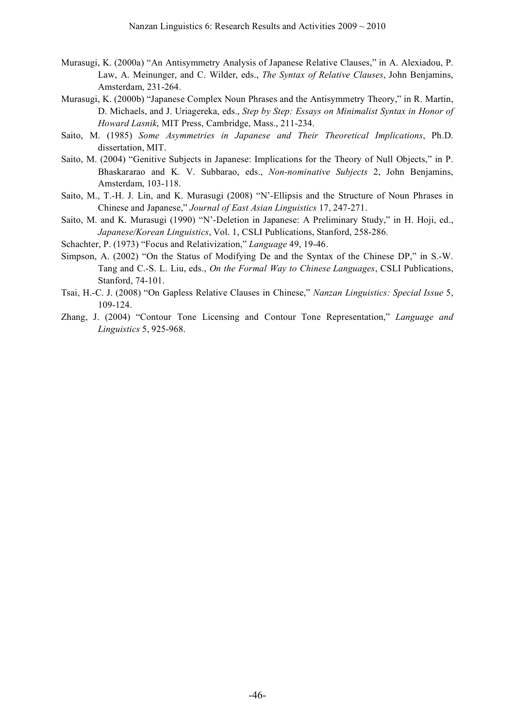Murasugi, K. (2000a) "An Antisymmetry Analysis of Japanese Relative Clauses," in A. Alexiadou, P. Law, A. Meinunger, and C. Wilder, eds., *The Syntax of Relative Clauses*, John Benjamins, Amsterdam, 231-264.

Murasugi, K. (2000b) "Japanese Complex Noun Phrases and the Antisymmetry Theory," in R. Martin, D. Michaels, and J. Uriagereka, eds., *Step by Step: Essays on Minimalist Syntax in Honor of Howard Lasnik*, MIT Press, Cambridge, Mass., 211-234.

Saito, M. (1985) *Some Asymmetries in Japanese and Their Theoretical Implications*, Ph.D. dissertation, MIT.

Saito, M. (2004) "Genitive Subjects in Japanese: Implications for the Theory of Null Objects," in P. Bhaskararao and K. V. Subbarao, eds., *Non-nominative Subjects* 2, John Benjamins, Amsterdam, 103-118.

Saito, M., T.-H. J. Lin, and K. Murasugi (2008) "N'-Ellipsis and the Structure of Noun Phrases in Chinese and Japanese," *Journal of East Asian Linguistics* 17, 247-271.

Saito, M. and K. Murasugi (1990) "N'-Deletion in Japanese: A Preliminary Study," in H. Hoji, ed., *Japanese/Korean Linguistics*, Vol. 1, CSLI Publications, Stanford, 258-286.

Schachter, P. (1973) "Focus and Relativization," *Language* 49, 19-46.

Simpson, A. (2002) "On the Status of Modifying De and the Syntax of the Chinese DP," in S.-W. Tang and C.-S. L. Liu, eds., *On the Formal Way to Chinese Languages*, CSLI Publications, Stanford, 74-101.

Tsai, H.-C. J. (2008) "On Gapless Relative Clauses in Chinese," *Nanzan Linguistics: Special Issue* 5, 109-124.

Zhang, J. (2004) "Contour Tone Licensing and Contour Tone Representation," *Language and Linguistics* 5, 925-968.